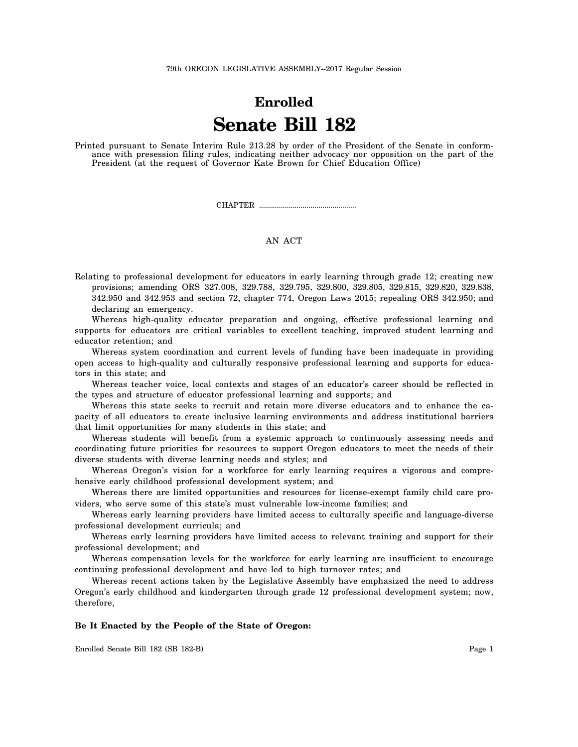79th OREGON LEGISLATIVE ASSEMBLY--2017 Regular Session

# Enrolled
# Senate Bill 182

Printed pursuant to Senate Interim Rule 213.28 by order of the President of the Senate in conformance with presession filing rules, indicating neither advocacy nor opposition on the part of the President (at the request of Governor Kate Brown for Chief Education Office)

CHAPTER .................................................

AN ACT

Relating to professional development for educators in early learning through grade 12; creating new provisions; amending ORS 327.008, 329.788, 329.795, 329.800, 329.805, 329.815, 329.820, 329.838, 342.950 and 342.953 and section 72, chapter 774, Oregon Laws 2015; repealing ORS 342.950; and declaring an emergency.

Whereas high-quality educator preparation and ongoing, effective professional learning and supports for educators are critical variables to excellent teaching, improved student learning and educator retention; and

Whereas system coordination and current levels of funding have been inadequate in providing open access to high-quality and culturally responsive professional learning and supports for educators in this state; and

Whereas teacher voice, local contexts and stages of an educator's career should be reflected in the types and structure of educator professional learning and supports; and

Whereas this state seeks to recruit and retain more diverse educators and to enhance the capacity of all educators to create inclusive learning environments and address institutional barriers that limit opportunities for many students in this state; and

Whereas students will benefit from a systemic approach to continuously assessing needs and coordinating future priorities for resources to support Oregon educators to meet the needs of their diverse students with diverse learning needs and styles; and

Whereas Oregon's vision for a workforce for early learning requires a vigorous and comprehensive early childhood professional development system; and

Whereas there are limited opportunities and resources for license-exempt family child care providers, who serve some of this state's must vulnerable low-income families; and

Whereas early learning providers have limited access to culturally specific and language-diverse professional development curricula; and

Whereas early learning providers have limited access to relevant training and support for their professional development; and

Whereas compensation levels for the workforce for early learning are insufficient to encourage continuing professional development and have led to high turnover rates; and

Whereas recent actions taken by the Legislative Assembly have emphasized the need to address Oregon's early childhood and kindergarten through grade 12 professional development system; now, therefore,

**Be It Enacted by the People of the State of Oregon:**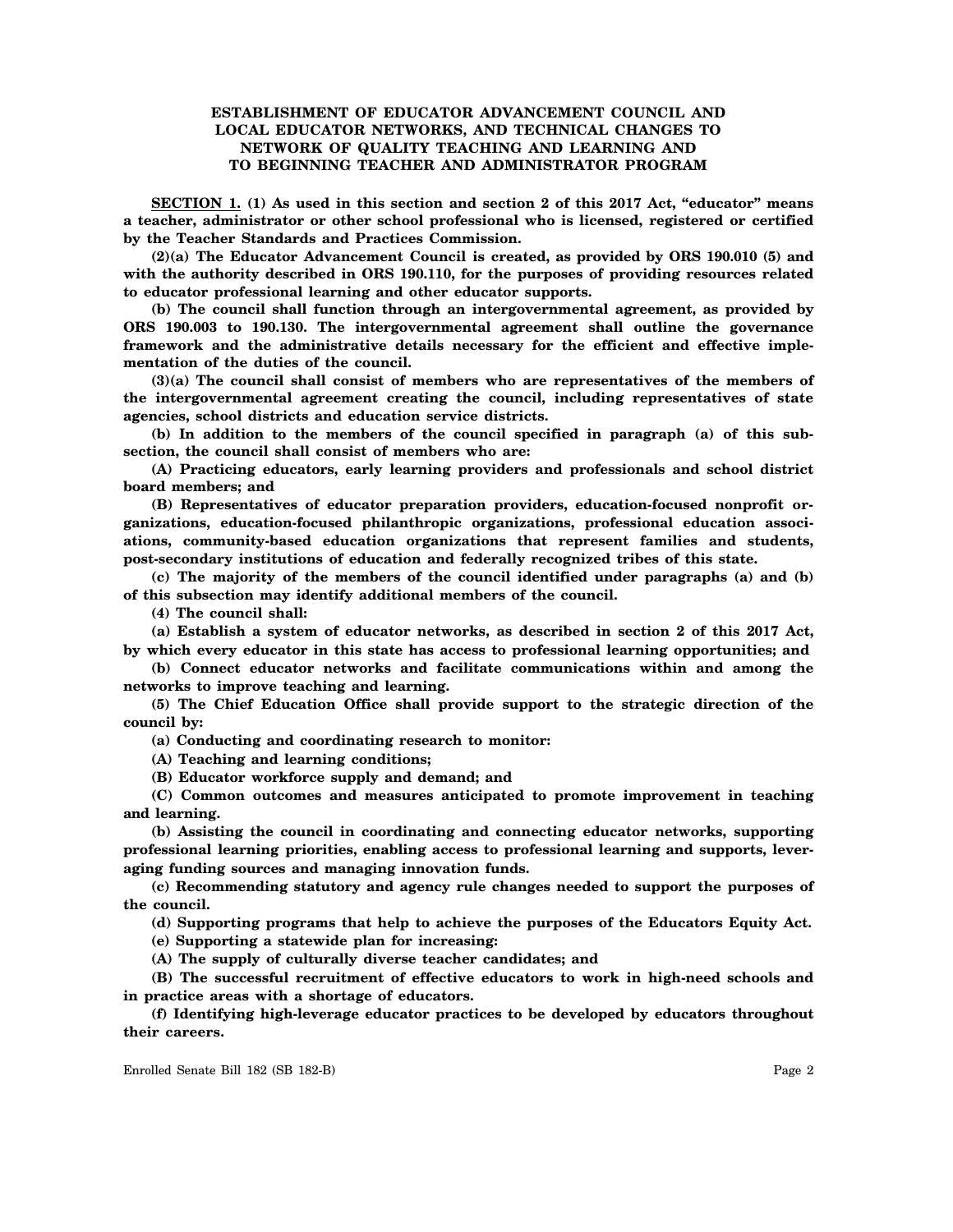## ESTABLISHMENT OF EDUCATOR ADVANCEMENT COUNCIL AND LOCAL EDUCATOR NETWORKS, AND TECHNICAL CHANGES TO NETWORK OF QUALITY TEACHING AND LEARNING AND TO BEGINNING TEACHER AND ADMINISTRATOR PROGRAM

**SECTION 1. (1) As used in this section and section 2 of this 2017 Act, "educator" means a teacher, administrator or other school professional who is licensed, registered or certified by the Teacher Standards and Practices Commission.**

**(2)(a) The Educator Advancement Council is created, as provided by ORS 190.010 (5) and with the authority described in ORS 190.110, for the purposes of providing resources related to educator professional learning and other educator supports.**

**(b) The council shall function through an intergovernmental agreement, as provided by ORS 190.003 to 190.130. The intergovernmental agreement shall outline the governance framework and the administrative details necessary for the efficient and effective implementation of the duties of the council.**

**(3)(a) The council shall consist of members who are representatives of the members of the intergovernmental agreement creating the council, including representatives of state agencies, school districts and education service districts.**

**(b) In addition to the members of the council specified in paragraph (a) of this subsection, the council shall consist of members who are:**

**(A) Practicing educators, early learning providers and professionals and school district board members; and**

**(B) Representatives of educator preparation providers, education-focused nonprofit organizations, education-focused philanthropic organizations, professional education associations, community-based education organizations that represent families and students, post-secondary institutions of education and federally recognized tribes of this state.**

**(c) The majority of the members of the council identified under paragraphs (a) and (b) of this subsection may identify additional members of the council.**

**(4) The council shall:**

**(a) Establish a system of educator networks, as described in section 2 of this 2017 Act, by which every educator in this state has access to professional learning opportunities; and**

**(b) Connect educator networks and facilitate communications within and among the networks to improve teaching and learning.**

**(5) The Chief Education Office shall provide support to the strategic direction of the council by:**

**(a) Conducting and coordinating research to monitor:**

**(A) Teaching and learning conditions;**

**(B) Educator workforce supply and demand; and**

**(C) Common outcomes and measures anticipated to promote improvement in teaching and learning.**

**(b) Assisting the council in coordinating and connecting educator networks, supporting professional learning priorities, enabling access to professional learning and supports, leveraging funding sources and managing innovation funds.**

**(c) Recommending statutory and agency rule changes needed to support the purposes of the council.**

**(d) Supporting programs that help to achieve the purposes of the Educators Equity Act.**

**(e) Supporting a statewide plan for increasing:**

**(A) The supply of culturally diverse teacher candidates; and**

**(B) The successful recruitment of effective educators to work in high-need schools and in practice areas with a shortage of educators.**

**(f) Identifying high-leverage educator practices to be developed by educators throughout their careers.**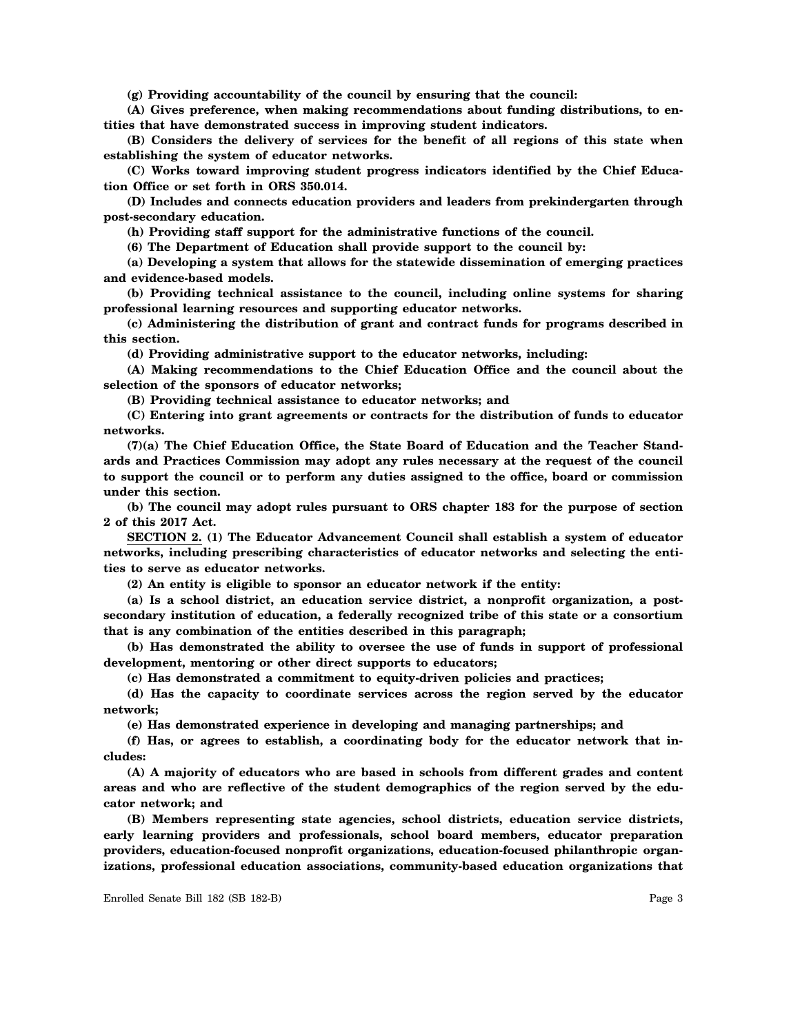**(g) Providing accountability of the council by ensuring that the council:**

**(A) Gives preference, when making recommendations about funding distributions, to entities that have demonstrated success in improving student indicators.**

**(B) Considers the delivery of services for the benefit of all regions of this state when establishing the system of educator networks.**

**(C) Works toward improving student progress indicators identified by the Chief Education Office or set forth in ORS 350.014.**

**(D) Includes and connects education providers and leaders from prekindergarten through post-secondary education.**

**(h) Providing staff support for the administrative functions of the council.**

**(6) The Department of Education shall provide support to the council by:**

**(a) Developing a system that allows for the statewide dissemination of emerging practices and evidence-based models.**

**(b) Providing technical assistance to the council, including online systems for sharing professional learning resources and supporting educator networks.**

**(c) Administering the distribution of grant and contract funds for programs described in this section.**

**(d) Providing administrative support to the educator networks, including:**

**(A) Making recommendations to the Chief Education Office and the council about the selection of the sponsors of educator networks;**

**(B) Providing technical assistance to educator networks; and**

**(C) Entering into grant agreements or contracts for the distribution of funds to educator networks.**

**(7)(a) The Chief Education Office, the State Board of Education and the Teacher Standards and Practices Commission may adopt any rules necessary at the request of the council to support the council or to perform any duties assigned to the office, board or commission under this section.**

**(b) The council may adopt rules pursuant to ORS chapter 183 for the purpose of section 2 of this 2017 Act.**

**SECTION 2. (1) The Educator Advancement Council shall establish a system of educator networks, including prescribing characteristics of educator networks and selecting the entities to serve as educator networks.**

**(2) An entity is eligible to sponsor an educator network if the entity:**

**(a) Is a school district, an education service district, a nonprofit organization, a post-secondary institution of education, a federally recognized tribe of this state or a consortium that is any combination of the entities described in this paragraph;**

**(b) Has demonstrated the ability to oversee the use of funds in support of professional development, mentoring or other direct supports to educators;**

**(c) Has demonstrated a commitment to equity-driven policies and practices;**

**(d) Has the capacity to coordinate services across the region served by the educator network;**

**(e) Has demonstrated experience in developing and managing partnerships; and**

**(f) Has, or agrees to establish, a coordinating body for the educator network that includes:**

**(A) A majority of educators who are based in schools from different grades and content areas and who are reflective of the student demographics of the region served by the educator network; and**

**(B) Members representing state agencies, school districts, education service districts, early learning providers and professionals, school board members, educator preparation providers, education-focused nonprofit organizations, education-focused philanthropic organizations, professional education associations, community-based education organizations that**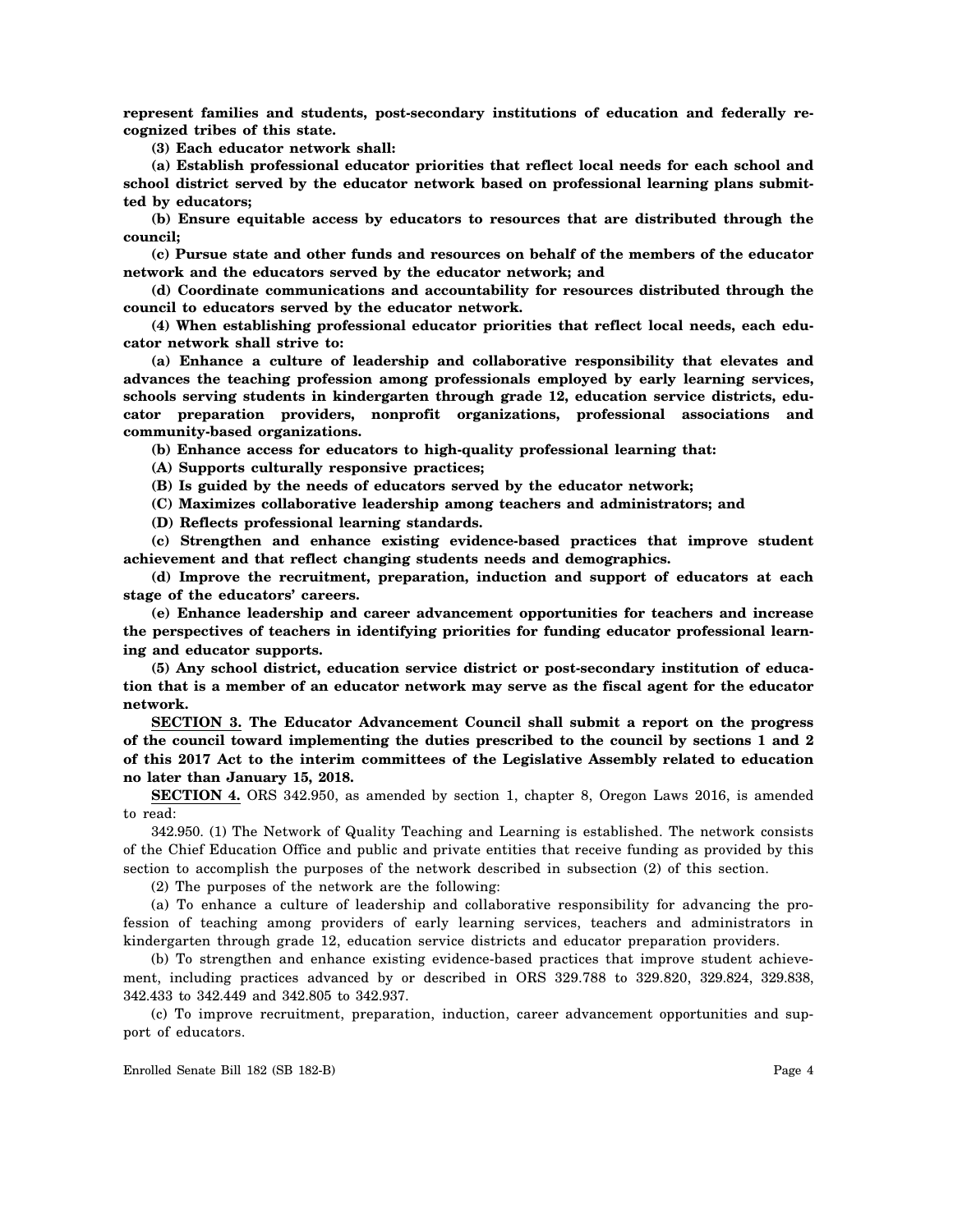**represent families and students, post-secondary institutions of education and federally recognized tribes of this state.**

**(3) Each educator network shall:**

**(a) Establish professional educator priorities that reflect local needs for each school and school district served by the educator network based on professional learning plans submitted by educators;**

**(b) Ensure equitable access by educators to resources that are distributed through the council;**

**(c) Pursue state and other funds and resources on behalf of the members of the educator network and the educators served by the educator network; and**

**(d) Coordinate communications and accountability for resources distributed through the council to educators served by the educator network.**

**(4) When establishing professional educator priorities that reflect local needs, each educator network shall strive to:**

**(a) Enhance a culture of leadership and collaborative responsibility that elevates and advances the teaching profession among professionals employed by early learning services, schools serving students in kindergarten through grade 12, education service districts, educator preparation providers, nonprofit organizations, professional associations and community-based organizations.**

**(b) Enhance access for educators to high-quality professional learning that:**

**(A) Supports culturally responsive practices;**

**(B) Is guided by the needs of educators served by the educator network;**

**(C) Maximizes collaborative leadership among teachers and administrators; and**

**(D) Reflects professional learning standards.**

**(c) Strengthen and enhance existing evidence-based practices that improve student achievement and that reflect changing students needs and demographics.**

**(d) Improve the recruitment, preparation, induction and support of educators at each stage of the educators' careers.**

**(e) Enhance leadership and career advancement opportunities for teachers and increase the perspectives of teachers in identifying priorities for funding educator professional learning and educator supports.**

**(5) Any school district, education service district or post-secondary institution of education that is a member of an educator network may serve as the fiscal agent for the educator network.**

**SECTION 3. The Educator Advancement Council shall submit a report on the progress of the council toward implementing the duties prescribed to the council by sections 1 and 2 of this 2017 Act to the interim committees of the Legislative Assembly related to education no later than January 15, 2018.**

**SECTION 4.** ORS 342.950, as amended by section 1, chapter 8, Oregon Laws 2016, is amended to read:

342.950. (1) The Network of Quality Teaching and Learning is established. The network consists of the Chief Education Office and public and private entities that receive funding as provided by this section to accomplish the purposes of the network described in subsection (2) of this section.

(2) The purposes of the network are the following:

(a) To enhance a culture of leadership and collaborative responsibility for advancing the profession of teaching among providers of early learning services, teachers and administrators in kindergarten through grade 12, education service districts and educator preparation providers.

(b) To strengthen and enhance existing evidence-based practices that improve student achievement, including practices advanced by or described in ORS 329.788 to 329.820, 329.824, 329.838, 342.433 to 342.449 and 342.805 to 342.937.

(c) To improve recruitment, preparation, induction, career advancement opportunities and support of educators.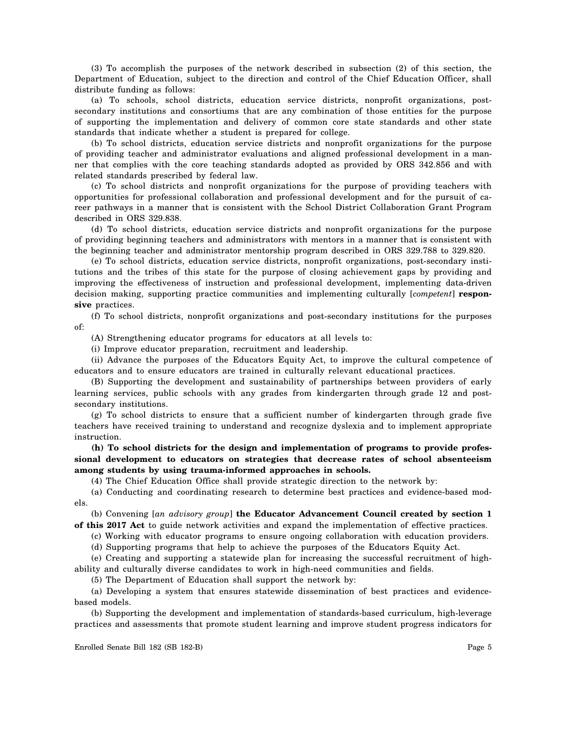(3) To accomplish the purposes of the network described in subsection (2) of this section, the Department of Education, subject to the direction and control of the Chief Education Officer, shall distribute funding as follows:

(a) To schools, school districts, education service districts, nonprofit organizations, post-secondary institutions and consortiums that are any combination of those entities for the purpose of supporting the implementation and delivery of common core state standards and other state standards that indicate whether a student is prepared for college.

(b) To school districts, education service districts and nonprofit organizations for the purpose of providing teacher and administrator evaluations and aligned professional development in a manner that complies with the core teaching standards adopted as provided by ORS 342.856 and with related standards prescribed by federal law.

(c) To school districts and nonprofit organizations for the purpose of providing teachers with opportunities for professional collaboration and professional development and for the pursuit of career pathways in a manner that is consistent with the School District Collaboration Grant Program described in ORS 329.838.

(d) To school districts, education service districts and nonprofit organizations for the purpose of providing beginning teachers and administrators with mentors in a manner that is consistent with the beginning teacher and administrator mentorship program described in ORS 329.788 to 329.820.

(e) To school districts, education service districts, nonprofit organizations, post-secondary institutions and the tribes of this state for the purpose of closing achievement gaps by providing and improving the effectiveness of instruction and professional development, implementing data-driven decision making, supporting practice communities and implementing culturally [*competent*] **responsive** practices.

(f) To school districts, nonprofit organizations and post-secondary institutions for the purposes of:

(A) Strengthening educator programs for educators at all levels to:

(i) Improve educator preparation, recruitment and leadership.

(ii) Advance the purposes of the Educators Equity Act, to improve the cultural competence of educators and to ensure educators are trained in culturally relevant educational practices.

(B) Supporting the development and sustainability of partnerships between providers of early learning services, public schools with any grades from kindergarten through grade 12 and post-secondary institutions.

(g) To school districts to ensure that a sufficient number of kindergarten through grade five teachers have received training to understand and recognize dyslexia and to implement appropriate instruction.

**(h) To school districts for the design and implementation of programs to provide professional development to educators on strategies that decrease rates of school absenteeism among students by using trauma-informed approaches in schools.**

(4) The Chief Education Office shall provide strategic direction to the network by:

(a) Conducting and coordinating research to determine best practices and evidence-based models.

(b) Convening [*an advisory group*] **the Educator Advancement Council created by section 1 of this 2017 Act** to guide network activities and expand the implementation of effective practices.

(c) Working with educator programs to ensure ongoing collaboration with education providers.

(d) Supporting programs that help to achieve the purposes of the Educators Equity Act.

(e) Creating and supporting a statewide plan for increasing the successful recruitment of high-ability and culturally diverse candidates to work in high-need communities and fields.

(5) The Department of Education shall support the network by:

(a) Developing a system that ensures statewide dissemination of best practices and evidence-based models.

(b) Supporting the development and implementation of standards-based curriculum, high-leverage practices and assessments that promote student learning and improve student progress indicators for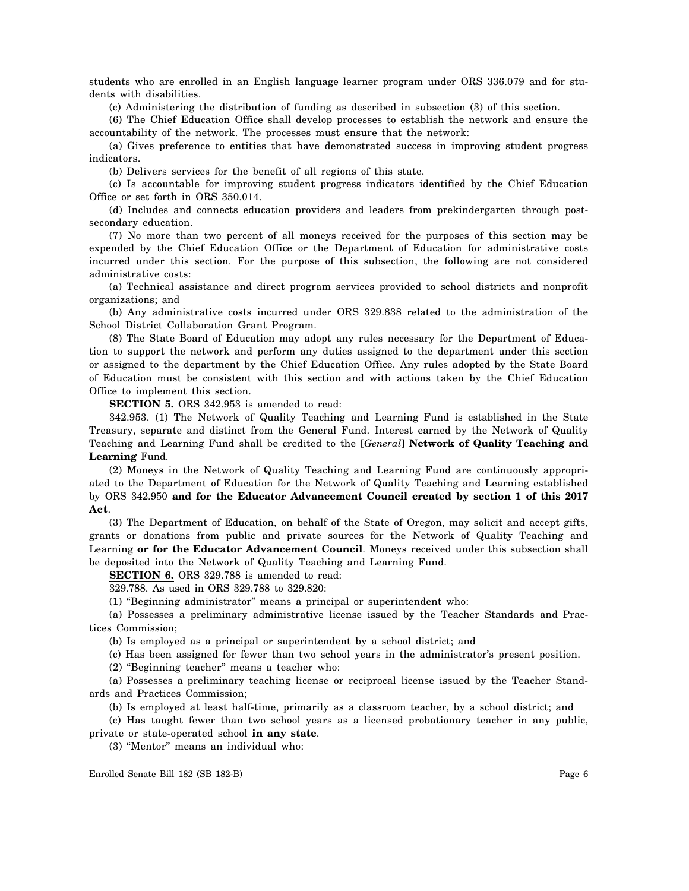students who are enrolled in an English language learner program under ORS 336.079 and for students with disabilities.

(c) Administering the distribution of funding as described in subsection (3) of this section.

(6) The Chief Education Office shall develop processes to establish the network and ensure the accountability of the network. The processes must ensure that the network:

(a) Gives preference to entities that have demonstrated success in improving student progress indicators.

(b) Delivers services for the benefit of all regions of this state.

(c) Is accountable for improving student progress indicators identified by the Chief Education Office or set forth in ORS 350.014.

(d) Includes and connects education providers and leaders from prekindergarten through postsecondary education.

(7) No more than two percent of all moneys received for the purposes of this section may be expended by the Chief Education Office or the Department of Education for administrative costs incurred under this section. For the purpose of this subsection, the following are not considered administrative costs:

(a) Technical assistance and direct program services provided to school districts and nonprofit organizations; and

(b) Any administrative costs incurred under ORS 329.838 related to the administration of the School District Collaboration Grant Program.

(8) The State Board of Education may adopt any rules necessary for the Department of Education to support the network and perform any duties assigned to the department under this section or assigned to the department by the Chief Education Office. Any rules adopted by the State Board of Education must be consistent with this section and with actions taken by the Chief Education Office to implement this section.

**SECTION 5.** ORS 342.953 is amended to read:

342.953. (1) The Network of Quality Teaching and Learning Fund is established in the State Treasury, separate and distinct from the General Fund. Interest earned by the Network of Quality Teaching and Learning Fund shall be credited to the [*General*] **Network of Quality Teaching and Learning** Fund.

(2) Moneys in the Network of Quality Teaching and Learning Fund are continuously appropriated to the Department of Education for the Network of Quality Teaching and Learning established by ORS 342.950 **and for the Educator Advancement Council created by section 1 of this 2017 Act**.

(3) The Department of Education, on behalf of the State of Oregon, may solicit and accept gifts, grants or donations from public and private sources for the Network of Quality Teaching and Learning **or for the Educator Advancement Council**. Moneys received under this subsection shall be deposited into the Network of Quality Teaching and Learning Fund.

**SECTION 6.** ORS 329.788 is amended to read:

329.788. As used in ORS 329.788 to 329.820:

(1) "Beginning administrator" means a principal or superintendent who:

(a) Possesses a preliminary administrative license issued by the Teacher Standards and Practices Commission;

(b) Is employed as a principal or superintendent by a school district; and

(c) Has been assigned for fewer than two school years in the administrator's present position.

(2) "Beginning teacher" means a teacher who:

(a) Possesses a preliminary teaching license or reciprocal license issued by the Teacher Standards and Practices Commission;

(b) Is employed at least half-time, primarily as a classroom teacher, by a school district; and

(c) Has taught fewer than two school years as a licensed probationary teacher in any public, private or state-operated school **in any state**.

(3) "Mentor" means an individual who: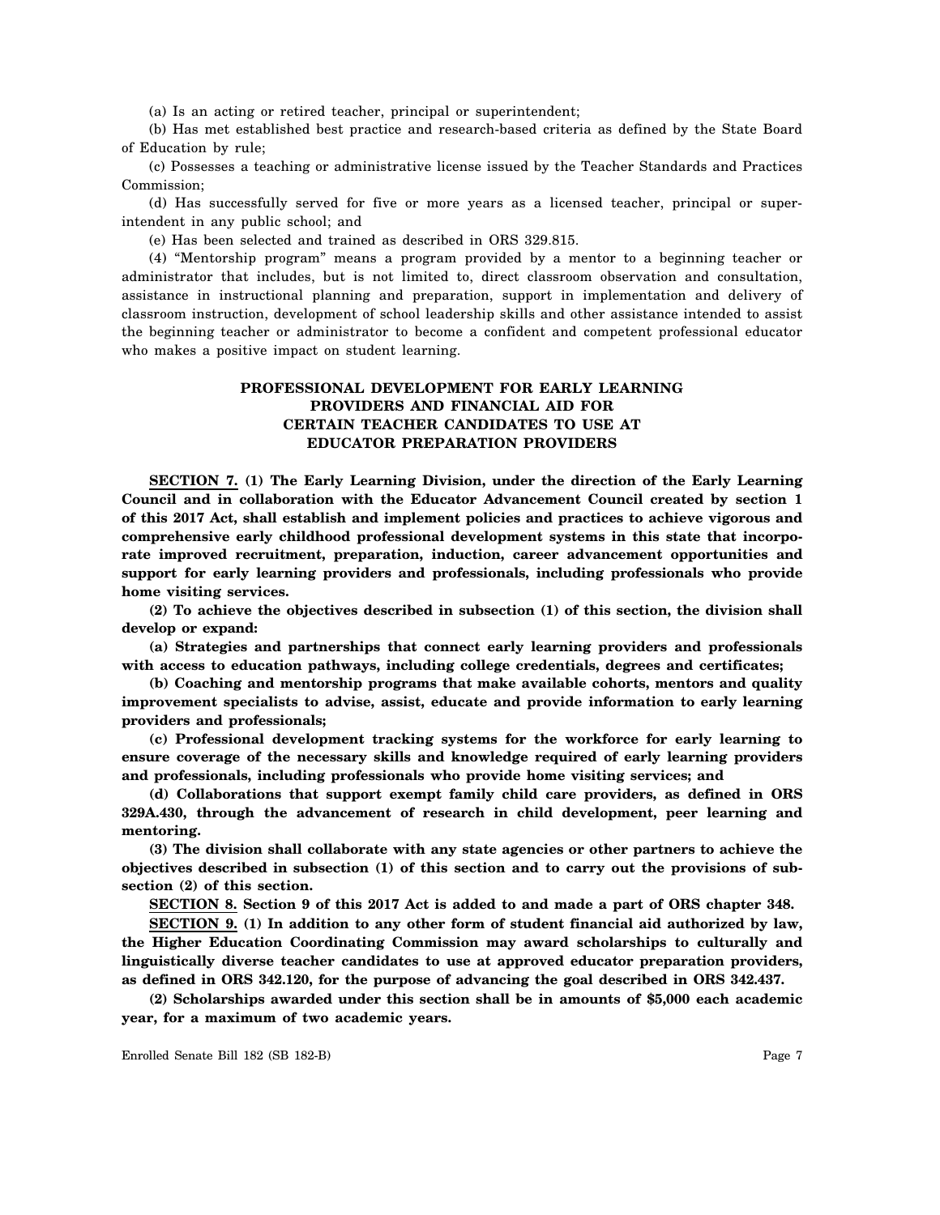(a) Is an acting or retired teacher, principal or superintendent;

(b) Has met established best practice and research-based criteria as defined by the State Board of Education by rule;

(c) Possesses a teaching or administrative license issued by the Teacher Standards and Practices Commission;

(d) Has successfully served for five or more years as a licensed teacher, principal or superintendent in any public school; and

(e) Has been selected and trained as described in ORS 329.815.

(4) "Mentorship program" means a program provided by a mentor to a beginning teacher or administrator that includes, but is not limited to, direct classroom observation and consultation, assistance in instructional planning and preparation, support in implementation and delivery of classroom instruction, development of school leadership skills and other assistance intended to assist the beginning teacher or administrator to become a confident and competent professional educator who makes a positive impact on student learning.

## PROFESSIONAL DEVELOPMENT FOR EARLY LEARNING PROVIDERS AND FINANCIAL AID FOR CERTAIN TEACHER CANDIDATES TO USE AT EDUCATOR PREPARATION PROVIDERS

**SECTION 7. (1) The Early Learning Division, under the direction of the Early Learning Council and in collaboration with the Educator Advancement Council created by section 1 of this 2017 Act, shall establish and implement policies and practices to achieve vigorous and comprehensive early childhood professional development systems in this state that incorporate improved recruitment, preparation, induction, career advancement opportunities and support for early learning providers and professionals, including professionals who provide home visiting services.**

**(2) To achieve the objectives described in subsection (1) of this section, the division shall develop or expand:**

**(a) Strategies and partnerships that connect early learning providers and professionals with access to education pathways, including college credentials, degrees and certificates;**

**(b) Coaching and mentorship programs that make available cohorts, mentors and quality improvement specialists to advise, assist, educate and provide information to early learning providers and professionals;**

**(c) Professional development tracking systems for the workforce for early learning to ensure coverage of the necessary skills and knowledge required of early learning providers and professionals, including professionals who provide home visiting services; and**

**(d) Collaborations that support exempt family child care providers, as defined in ORS 329A.430, through the advancement of research in child development, peer learning and mentoring.**

**(3) The division shall collaborate with any state agencies or other partners to achieve the objectives described in subsection (1) of this section and to carry out the provisions of subsection (2) of this section.**

**SECTION 8. Section 9 of this 2017 Act is added to and made a part of ORS chapter 348.**

**SECTION 9. (1) In addition to any other form of student financial aid authorized by law, the Higher Education Coordinating Commission may award scholarships to culturally and linguistically diverse teacher candidates to use at approved educator preparation providers, as defined in ORS 342.120, for the purpose of advancing the goal described in ORS 342.437.**

**(2) Scholarships awarded under this section shall be in amounts of $5,000 each academic year, for a maximum of two academic years.**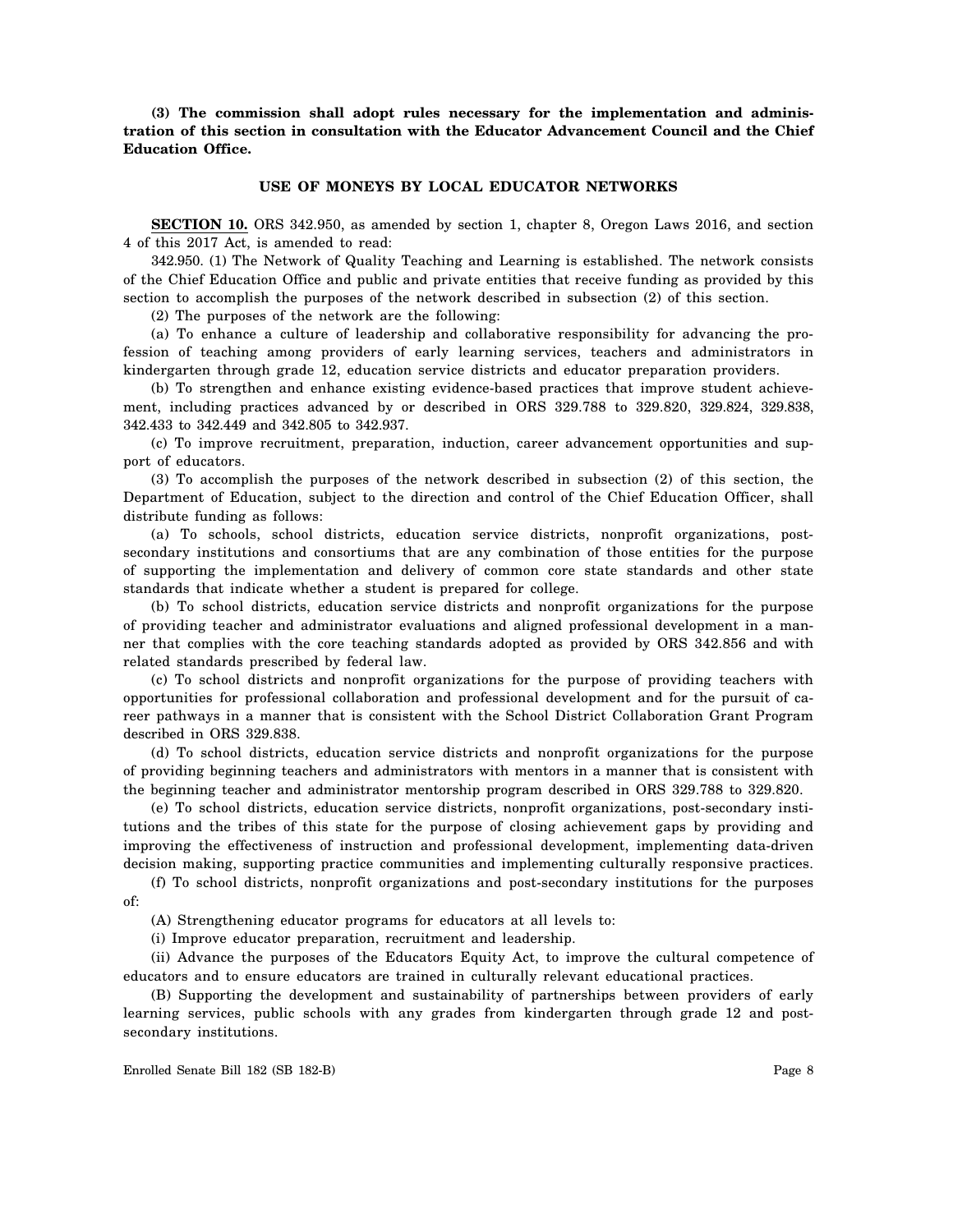**(3) The commission shall adopt rules necessary for the implementation and administration of this section in consultation with the Educator Advancement Council and the Chief Education Office.**

## USE OF MONEYS BY LOCAL EDUCATOR NETWORKS

**SECTION 10.** ORS 342.950, as amended by section 1, chapter 8, Oregon Laws 2016, and section 4 of this 2017 Act, is amended to read:

342.950. (1) The Network of Quality Teaching and Learning is established. The network consists of the Chief Education Office and public and private entities that receive funding as provided by this section to accomplish the purposes of the network described in subsection (2) of this section.

(2) The purposes of the network are the following:

(a) To enhance a culture of leadership and collaborative responsibility for advancing the profession of teaching among providers of early learning services, teachers and administrators in kindergarten through grade 12, education service districts and educator preparation providers.

(b) To strengthen and enhance existing evidence-based practices that improve student achievement, including practices advanced by or described in ORS 329.788 to 329.820, 329.824, 329.838, 342.433 to 342.449 and 342.805 to 342.937.

(c) To improve recruitment, preparation, induction, career advancement opportunities and support of educators.

(3) To accomplish the purposes of the network described in subsection (2) of this section, the Department of Education, subject to the direction and control of the Chief Education Officer, shall distribute funding as follows:

(a) To schools, school districts, education service districts, nonprofit organizations, post-secondary institutions and consortiums that are any combination of those entities for the purpose of supporting the implementation and delivery of common core state standards and other state standards that indicate whether a student is prepared for college.

(b) To school districts, education service districts and nonprofit organizations for the purpose of providing teacher and administrator evaluations and aligned professional development in a manner that complies with the core teaching standards adopted as provided by ORS 342.856 and with related standards prescribed by federal law.

(c) To school districts and nonprofit organizations for the purpose of providing teachers with opportunities for professional collaboration and professional development and for the pursuit of career pathways in a manner that is consistent with the School District Collaboration Grant Program described in ORS 329.838.

(d) To school districts, education service districts and nonprofit organizations for the purpose of providing beginning teachers and administrators with mentors in a manner that is consistent with the beginning teacher and administrator mentorship program described in ORS 329.788 to 329.820.

(e) To school districts, education service districts, nonprofit organizations, post-secondary institutions and the tribes of this state for the purpose of closing achievement gaps by providing and improving the effectiveness of instruction and professional development, implementing data-driven decision making, supporting practice communities and implementing culturally responsive practices.

(f) To school districts, nonprofit organizations and post-secondary institutions for the purposes of:

(A) Strengthening educator programs for educators at all levels to:

(i) Improve educator preparation, recruitment and leadership.

(ii) Advance the purposes of the Educators Equity Act, to improve the cultural competence of educators and to ensure educators are trained in culturally relevant educational practices.

(B) Supporting the development and sustainability of partnerships between providers of early learning services, public schools with any grades from kindergarten through grade 12 and post-secondary institutions.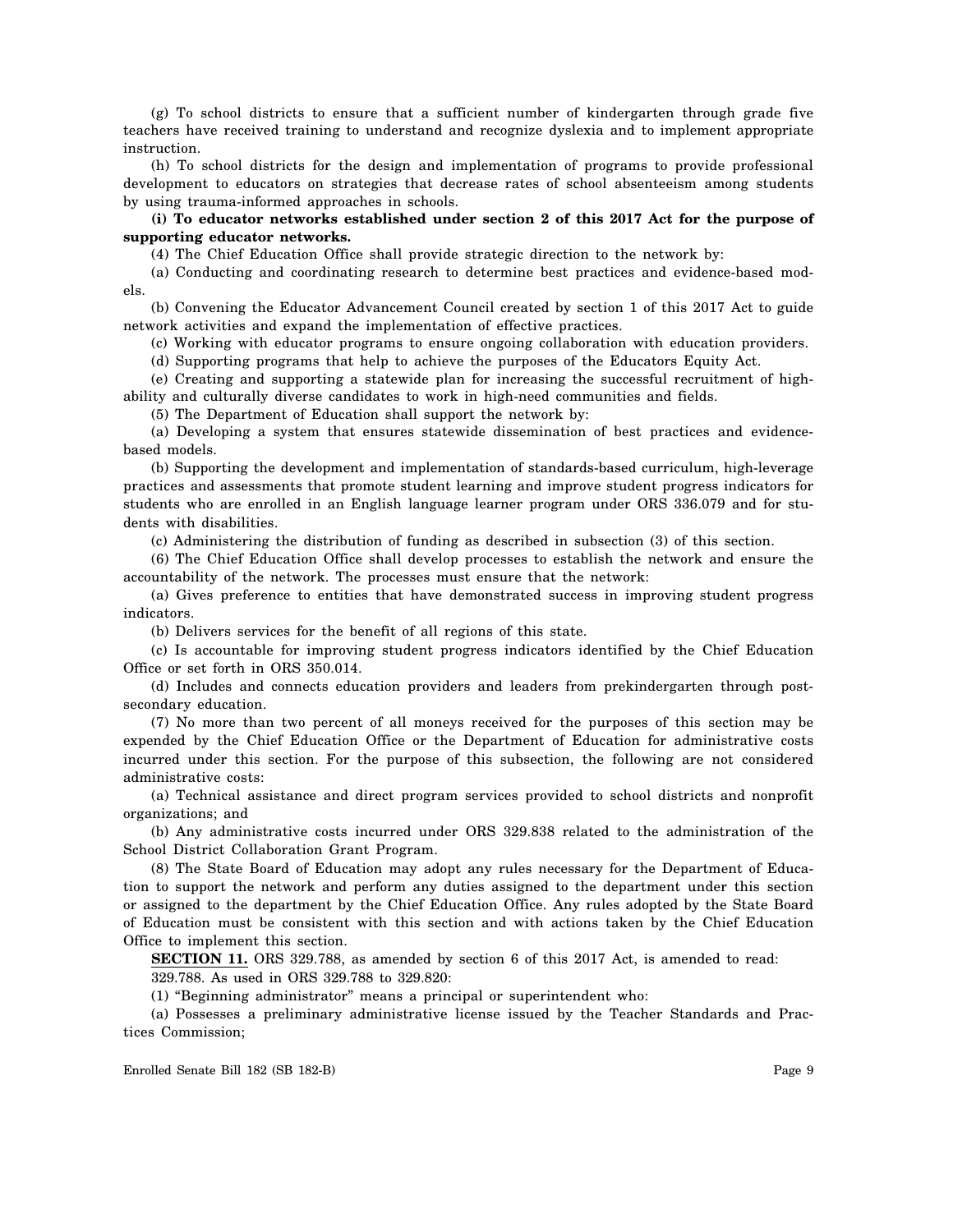(g) To school districts to ensure that a sufficient number of kindergarten through grade five teachers have received training to understand and recognize dyslexia and to implement appropriate instruction.

(h) To school districts for the design and implementation of programs to provide professional development to educators on strategies that decrease rates of school absenteeism among students by using trauma-informed approaches in schools.

**(i) To educator networks established under section 2 of this 2017 Act for the purpose of supporting educator networks.**

(4) The Chief Education Office shall provide strategic direction to the network by:

(a) Conducting and coordinating research to determine best practices and evidence-based models.

(b) Convening the Educator Advancement Council created by section 1 of this 2017 Act to guide network activities and expand the implementation of effective practices.

(c) Working with educator programs to ensure ongoing collaboration with education providers.

(d) Supporting programs that help to achieve the purposes of the Educators Equity Act.

(e) Creating and supporting a statewide plan for increasing the successful recruitment of high-ability and culturally diverse candidates to work in high-need communities and fields.

(5) The Department of Education shall support the network by:

(a) Developing a system that ensures statewide dissemination of best practices and evidence-based models.

(b) Supporting the development and implementation of standards-based curriculum, high-leverage practices and assessments that promote student learning and improve student progress indicators for students who are enrolled in an English language learner program under ORS 336.079 and for students with disabilities.

(c) Administering the distribution of funding as described in subsection (3) of this section.

(6) The Chief Education Office shall develop processes to establish the network and ensure the accountability of the network. The processes must ensure that the network:

(a) Gives preference to entities that have demonstrated success in improving student progress indicators.

(b) Delivers services for the benefit of all regions of this state.

(c) Is accountable for improving student progress indicators identified by the Chief Education Office or set forth in ORS 350.014.

(d) Includes and connects education providers and leaders from prekindergarten through post-secondary education.

(7) No more than two percent of all moneys received for the purposes of this section may be expended by the Chief Education Office or the Department of Education for administrative costs incurred under this section. For the purpose of this subsection, the following are not considered administrative costs:

(a) Technical assistance and direct program services provided to school districts and nonprofit organizations; and

(b) Any administrative costs incurred under ORS 329.838 related to the administration of the School District Collaboration Grant Program.

(8) The State Board of Education may adopt any rules necessary for the Department of Education to support the network and perform any duties assigned to the department under this section or assigned to the department by the Chief Education Office. Any rules adopted by the State Board of Education must be consistent with this section and with actions taken by the Chief Education Office to implement this section.

**SECTION 11.** ORS 329.788, as amended by section 6 of this 2017 Act, is amended to read:

329.788. As used in ORS 329.788 to 329.820:

(1) "Beginning administrator" means a principal or superintendent who:

(a) Possesses a preliminary administrative license issued by the Teacher Standards and Practices Commission;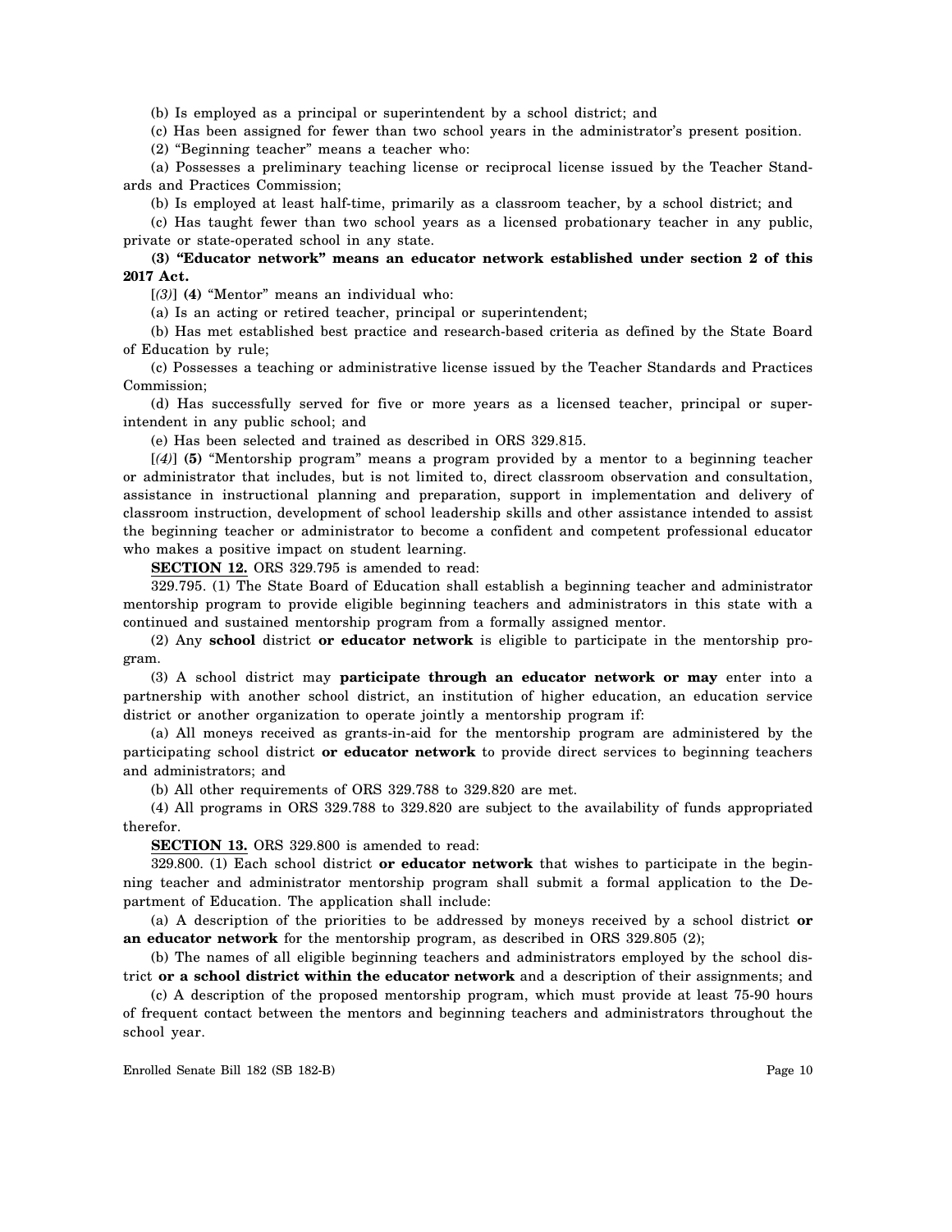(b) Is employed as a principal or superintendent by a school district; and

(c) Has been assigned for fewer than two school years in the administrator's present position.

(2) "Beginning teacher" means a teacher who:

(a) Possesses a preliminary teaching license or reciprocal license issued by the Teacher Standards and Practices Commission;

(b) Is employed at least half-time, primarily as a classroom teacher, by a school district; and

(c) Has taught fewer than two school years as a licensed probationary teacher in any public, private or state-operated school in any state.

**(3) "Educator network" means an educator network established under section 2 of this 2017 Act.**

[*(3)*] **(4)** "Mentor" means an individual who:

(a) Is an acting or retired teacher, principal or superintendent;

(b) Has met established best practice and research-based criteria as defined by the State Board of Education by rule;

(c) Possesses a teaching or administrative license issued by the Teacher Standards and Practices Commission;

(d) Has successfully served for five or more years as a licensed teacher, principal or superintendent in any public school; and

(e) Has been selected and trained as described in ORS 329.815.

[*(4)*] **(5)** "Mentorship program" means a program provided by a mentor to a beginning teacher or administrator that includes, but is not limited to, direct classroom observation and consultation, assistance in instructional planning and preparation, support in implementation and delivery of classroom instruction, development of school leadership skills and other assistance intended to assist the beginning teacher or administrator to become a confident and competent professional educator who makes a positive impact on student learning.

**SECTION 12.** ORS 329.795 is amended to read:

329.795. (1) The State Board of Education shall establish a beginning teacher and administrator mentorship program to provide eligible beginning teachers and administrators in this state with a continued and sustained mentorship program from a formally assigned mentor.

(2) Any **school** district **or educator network** is eligible to participate in the mentorship program.

(3) A school district may **participate through an educator network or may** enter into a partnership with another school district, an institution of higher education, an education service district or another organization to operate jointly a mentorship program if:

(a) All moneys received as grants-in-aid for the mentorship program are administered by the participating school district **or educator network** to provide direct services to beginning teachers and administrators; and

(b) All other requirements of ORS 329.788 to 329.820 are met.

(4) All programs in ORS 329.788 to 329.820 are subject to the availability of funds appropriated therefor.

**SECTION 13.** ORS 329.800 is amended to read:

329.800. (1) Each school district **or educator network** that wishes to participate in the beginning teacher and administrator mentorship program shall submit a formal application to the Department of Education. The application shall include:

(a) A description of the priorities to be addressed by moneys received by a school district **or an educator network** for the mentorship program, as described in ORS 329.805 (2);

(b) The names of all eligible beginning teachers and administrators employed by the school district **or a school district within the educator network** and a description of their assignments; and

(c) A description of the proposed mentorship program, which must provide at least 75-90 hours of frequent contact between the mentors and beginning teachers and administrators throughout the school year.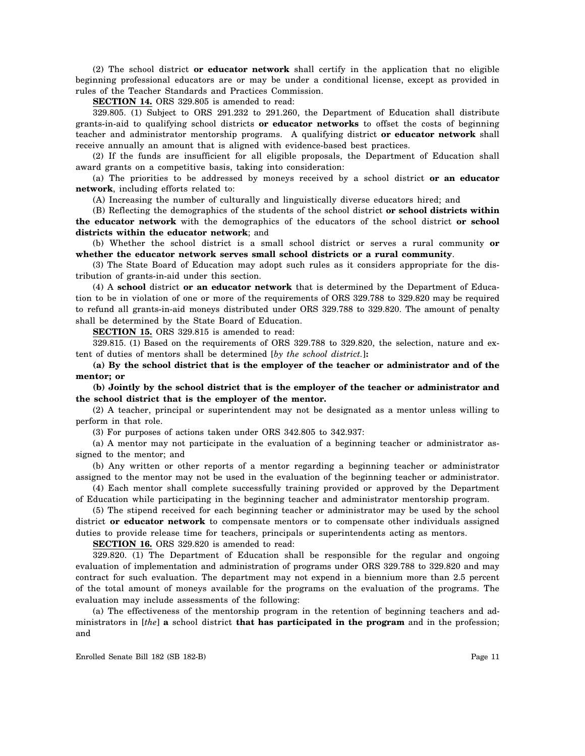(2) The school district **or educator network** shall certify in the application that no eligible beginning professional educators are or may be under a conditional license, except as provided in rules of the Teacher Standards and Practices Commission.

**SECTION 14.** ORS 329.805 is amended to read:

329.805. (1) Subject to ORS 291.232 to 291.260, the Department of Education shall distribute grants-in-aid to qualifying school districts **or educator networks** to offset the costs of beginning teacher and administrator mentorship programs. A qualifying district **or educator network** shall receive annually an amount that is aligned with evidence-based best practices.

(2) If the funds are insufficient for all eligible proposals, the Department of Education shall award grants on a competitive basis, taking into consideration:

(a) The priorities to be addressed by moneys received by a school district **or an educator network**, including efforts related to:

(A) Increasing the number of culturally and linguistically diverse educators hired; and

(B) Reflecting the demographics of the students of the school district **or school districts within the educator network** with the demographics of the educators of the school district **or school districts within the educator network**; and

(b) Whether the school district is a small school district or serves a rural community **or whether the educator network serves small school districts or a rural community**.

(3) The State Board of Education may adopt such rules as it considers appropriate for the distribution of grants-in-aid under this section.

(4) A **school** district **or an educator network** that is determined by the Department of Education to be in violation of one or more of the requirements of ORS 329.788 to 329.820 may be required to refund all grants-in-aid moneys distributed under ORS 329.788 to 329.820. The amount of penalty shall be determined by the State Board of Education.

**SECTION 15.** ORS 329.815 is amended to read:

329.815. (1) Based on the requirements of ORS 329.788 to 329.820, the selection, nature and extent of duties of mentors shall be determined [*by the school district.*]**:**

**(a) By the school district that is the employer of the teacher or administrator and of the mentor; or**

**(b) Jointly by the school district that is the employer of the teacher or administrator and the school district that is the employer of the mentor.**

(2) A teacher, principal or superintendent may not be designated as a mentor unless willing to perform in that role.

(3) For purposes of actions taken under ORS 342.805 to 342.937:

(a) A mentor may not participate in the evaluation of a beginning teacher or administrator assigned to the mentor; and

(b) Any written or other reports of a mentor regarding a beginning teacher or administrator assigned to the mentor may not be used in the evaluation of the beginning teacher or administrator.

(4) Each mentor shall complete successfully training provided or approved by the Department of Education while participating in the beginning teacher and administrator mentorship program.

(5) The stipend received for each beginning teacher or administrator may be used by the school district **or educator network** to compensate mentors or to compensate other individuals assigned duties to provide release time for teachers, principals or superintendents acting as mentors.

**SECTION 16.** ORS 329.820 is amended to read:

329.820. (1) The Department of Education shall be responsible for the regular and ongoing evaluation of implementation and administration of programs under ORS 329.788 to 329.820 and may contract for such evaluation. The department may not expend in a biennium more than 2.5 percent of the total amount of moneys available for the programs on the evaluation of the programs. The evaluation may include assessments of the following:

(a) The effectiveness of the mentorship program in the retention of beginning teachers and administrators in [*the*] **a** school district **that has participated in the program** and in the profession; and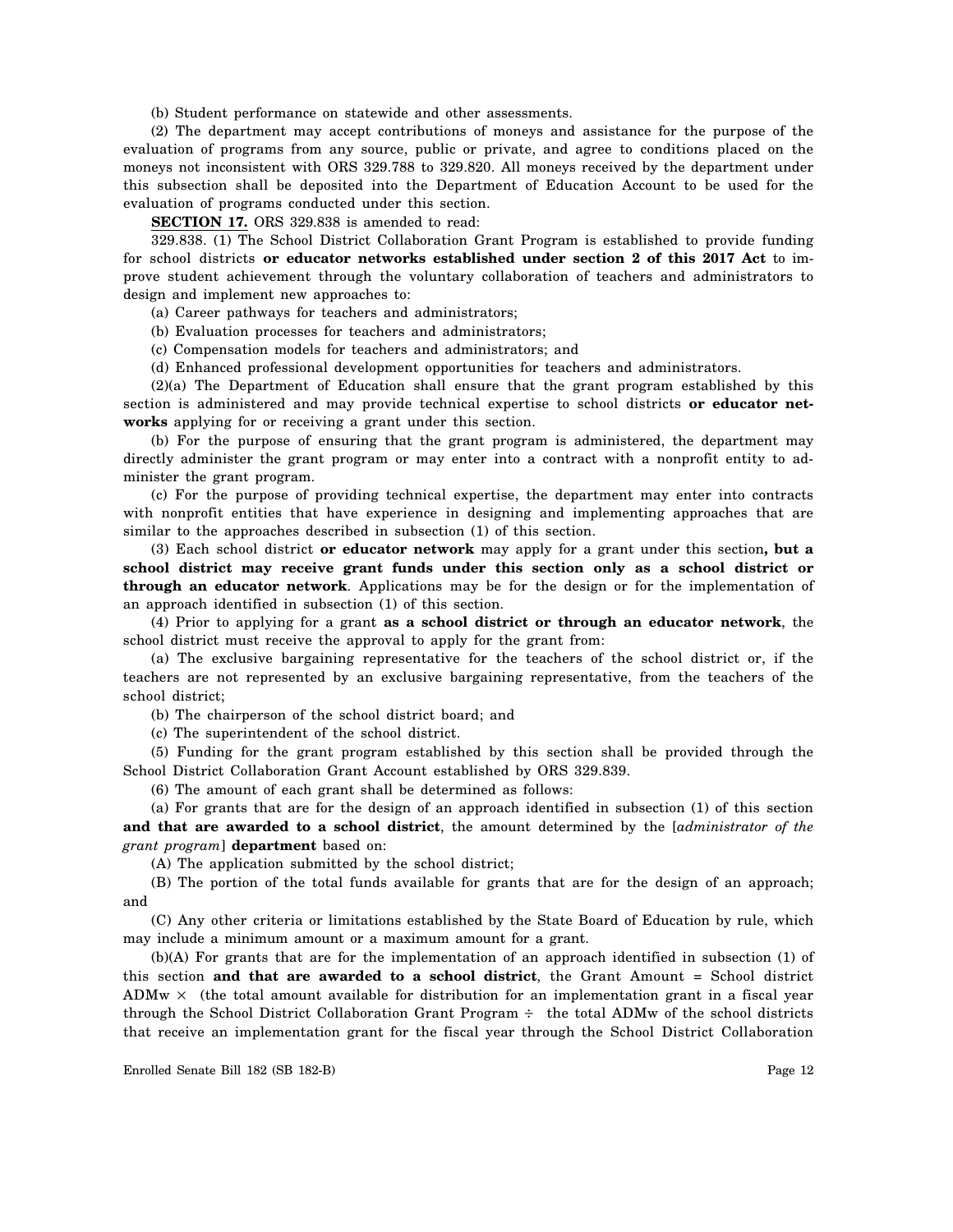(b) Student performance on statewide and other assessments.

(2) The department may accept contributions of moneys and assistance for the purpose of the evaluation of programs from any source, public or private, and agree to conditions placed on the moneys not inconsistent with ORS 329.788 to 329.820. All moneys received by the department under this subsection shall be deposited into the Department of Education Account to be used for the evaluation of programs conducted under this section.

**SECTION 17.** ORS 329.838 is amended to read:

329.838. (1) The School District Collaboration Grant Program is established to provide funding for school districts **or educator networks established under section 2 of this 2017 Act** to improve student achievement through the voluntary collaboration of teachers and administrators to design and implement new approaches to:

(a) Career pathways for teachers and administrators;

(b) Evaluation processes for teachers and administrators;

(c) Compensation models for teachers and administrators; and

(d) Enhanced professional development opportunities for teachers and administrators.

(2)(a) The Department of Education shall ensure that the grant program established by this section is administered and may provide technical expertise to school districts **or educator networks** applying for or receiving a grant under this section.

(b) For the purpose of ensuring that the grant program is administered, the department may directly administer the grant program or may enter into a contract with a nonprofit entity to administer the grant program.

(c) For the purpose of providing technical expertise, the department may enter into contracts with nonprofit entities that have experience in designing and implementing approaches that are similar to the approaches described in subsection (1) of this section.

(3) Each school district **or educator network** may apply for a grant under this section**, but a school district may receive grant funds under this section only as a school district or through an educator network**. Applications may be for the design or for the implementation of an approach identified in subsection (1) of this section.

(4) Prior to applying for a grant **as a school district or through an educator network**, the school district must receive the approval to apply for the grant from:

(a) The exclusive bargaining representative for the teachers of the school district or, if the teachers are not represented by an exclusive bargaining representative, from the teachers of the school district;

(b) The chairperson of the school district board; and

(c) The superintendent of the school district.

(5) Funding for the grant program established by this section shall be provided through the School District Collaboration Grant Account established by ORS 329.839.

(6) The amount of each grant shall be determined as follows:

(a) For grants that are for the design of an approach identified in subsection (1) of this section **and that are awarded to a school district**, the amount determined by the [*administrator of the grant program*] **department** based on:

(A) The application submitted by the school district;

(B) The portion of the total funds available for grants that are for the design of an approach; and

(C) Any other criteria or limitations established by the State Board of Education by rule, which may include a minimum amount or a maximum amount for a grant.

(b)(A) For grants that are for the implementation of an approach identified in subsection (1) of this section **and that are awarded to a school district**, the Grant Amount = School district ADMw × (the total amount available for distribution for an implementation grant in a fiscal year through the School District Collaboration Grant Program ÷ the total ADMw of the school districts that receive an implementation grant for the fiscal year through the School District Collaboration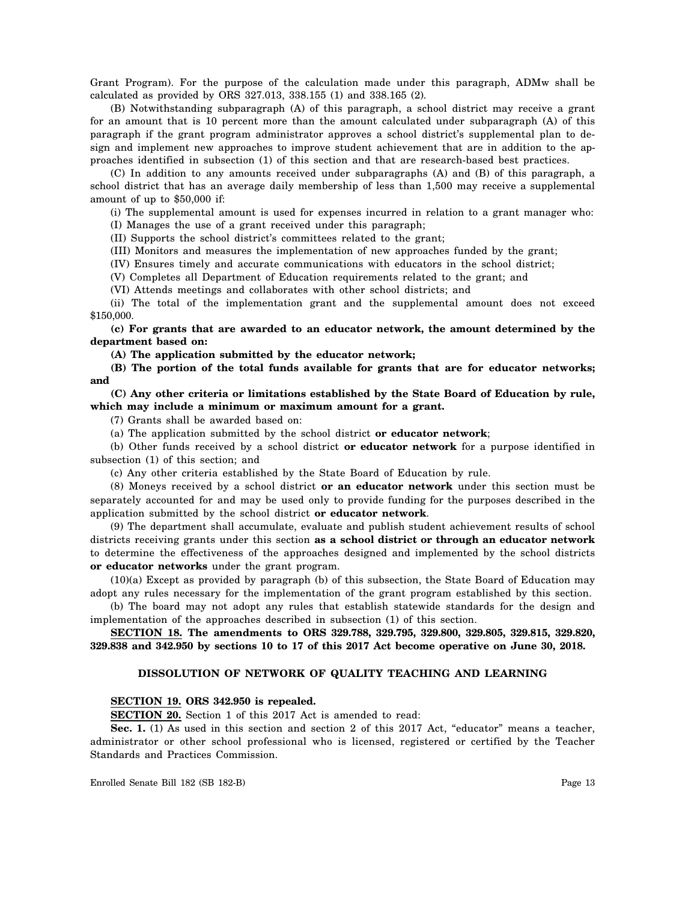Grant Program). For the purpose of the calculation made under this paragraph, ADMw shall be calculated as provided by ORS 327.013, 338.155 (1) and 338.165 (2).

(B) Notwithstanding subparagraph (A) of this paragraph, a school district may receive a grant for an amount that is 10 percent more than the amount calculated under subparagraph (A) of this paragraph if the grant program administrator approves a school district's supplemental plan to design and implement new approaches to improve student achievement that are in addition to the approaches identified in subsection (1) of this section and that are research-based best practices.

(C) In addition to any amounts received under subparagraphs (A) and (B) of this paragraph, a school district that has an average daily membership of less than 1,500 may receive a supplemental amount of up to $50,000 if:

(i) The supplemental amount is used for expenses incurred in relation to a grant manager who:

(I) Manages the use of a grant received under this paragraph;

(II) Supports the school district's committees related to the grant;

(III) Monitors and measures the implementation of new approaches funded by the grant;

(IV) Ensures timely and accurate communications with educators in the school district;

(V) Completes all Department of Education requirements related to the grant; and

(VI) Attends meetings and collaborates with other school districts; and

(ii) The total of the implementation grant and the supplemental amount does not exceed $150,000.

**(c) For grants that are awarded to an educator network, the amount determined by the department based on:**

**(A) The application submitted by the educator network;**

**(B) The portion of the total funds available for grants that are for educator networks; and**

**(C) Any other criteria or limitations established by the State Board of Education by rule, which may include a minimum or maximum amount for a grant.**

(7) Grants shall be awarded based on:

(a) The application submitted by the school district **or educator network**;

(b) Other funds received by a school district **or educator network** for a purpose identified in subsection (1) of this section; and

(c) Any other criteria established by the State Board of Education by rule.

(8) Moneys received by a school district **or an educator network** under this section must be separately accounted for and may be used only to provide funding for the purposes described in the application submitted by the school district **or educator network**.

(9) The department shall accumulate, evaluate and publish student achievement results of school districts receiving grants under this section **as a school district or through an educator network** to determine the effectiveness of the approaches designed and implemented by the school districts **or educator networks** under the grant program.

(10)(a) Except as provided by paragraph (b) of this subsection, the State Board of Education may adopt any rules necessary for the implementation of the grant program established by this section.

(b) The board may not adopt any rules that establish statewide standards for the design and implementation of the approaches described in subsection (1) of this section.

**SECTION 18. The amendments to ORS 329.788, 329.795, 329.800, 329.805, 329.815, 329.820, 329.838 and 342.950 by sections 10 to 17 of this 2017 Act become operative on June 30, 2018.**

## DISSOLUTION OF NETWORK OF QUALITY TEACHING AND LEARNING

**SECTION 19. ORS 342.950 is repealed.**

**SECTION 20.** Section 1 of this 2017 Act is amended to read:

**Sec. 1.** (1) As used in this section and section 2 of this 2017 Act, "educator" means a teacher, administrator or other school professional who is licensed, registered or certified by the Teacher Standards and Practices Commission.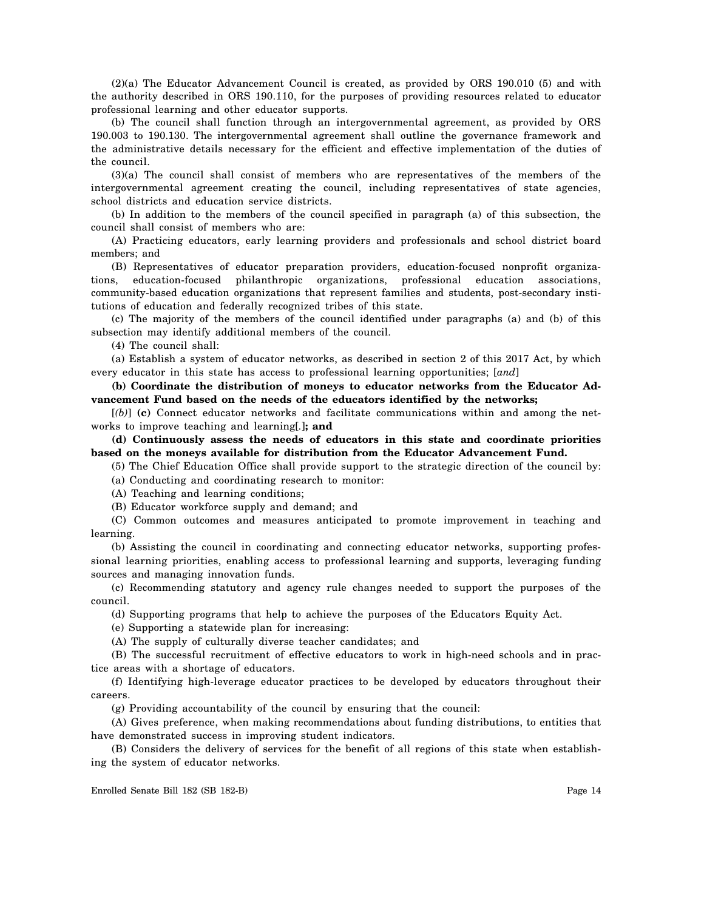(2)(a) The Educator Advancement Council is created, as provided by ORS 190.010 (5) and with the authority described in ORS 190.110, for the purposes of providing resources related to educator professional learning and other educator supports.

(b) The council shall function through an intergovernmental agreement, as provided by ORS 190.003 to 190.130. The intergovernmental agreement shall outline the governance framework and the administrative details necessary for the efficient and effective implementation of the duties of the council.

(3)(a) The council shall consist of members who are representatives of the members of the intergovernmental agreement creating the council, including representatives of state agencies, school districts and education service districts.

(b) In addition to the members of the council specified in paragraph (a) of this subsection, the council shall consist of members who are:

(A) Practicing educators, early learning providers and professionals and school district board members; and

(B) Representatives of educator preparation providers, education-focused nonprofit organizations, education-focused philanthropic organizations, professional education associations, community-based education organizations that represent families and students, post-secondary institutions of education and federally recognized tribes of this state.

(c) The majority of the members of the council identified under paragraphs (a) and (b) of this subsection may identify additional members of the council.

(4) The council shall:

(a) Establish a system of educator networks, as described in section 2 of this 2017 Act, by which every educator in this state has access to professional learning opportunities; [*and*]

**(b) Coordinate the distribution of moneys to educator networks from the Educator Advancement Fund based on the needs of the educators identified by the networks;**

[*(b)*] **(c)** Connect educator networks and facilitate communications within and among the networks to improve teaching and learning[*.*]**; and**

**(d) Continuously assess the needs of educators in this state and coordinate priorities based on the moneys available for distribution from the Educator Advancement Fund.**

(5) The Chief Education Office shall provide support to the strategic direction of the council by:

(a) Conducting and coordinating research to monitor:

(A) Teaching and learning conditions;

(B) Educator workforce supply and demand; and

(C) Common outcomes and measures anticipated to promote improvement in teaching and learning.

(b) Assisting the council in coordinating and connecting educator networks, supporting professional learning priorities, enabling access to professional learning and supports, leveraging funding sources and managing innovation funds.

(c) Recommending statutory and agency rule changes needed to support the purposes of the council.

(d) Supporting programs that help to achieve the purposes of the Educators Equity Act.

(e) Supporting a statewide plan for increasing:

(A) The supply of culturally diverse teacher candidates; and

(B) The successful recruitment of effective educators to work in high-need schools and in practice areas with a shortage of educators.

(f) Identifying high-leverage educator practices to be developed by educators throughout their careers.

(g) Providing accountability of the council by ensuring that the council:

(A) Gives preference, when making recommendations about funding distributions, to entities that have demonstrated success in improving student indicators.

(B) Considers the delivery of services for the benefit of all regions of this state when establishing the system of educator networks.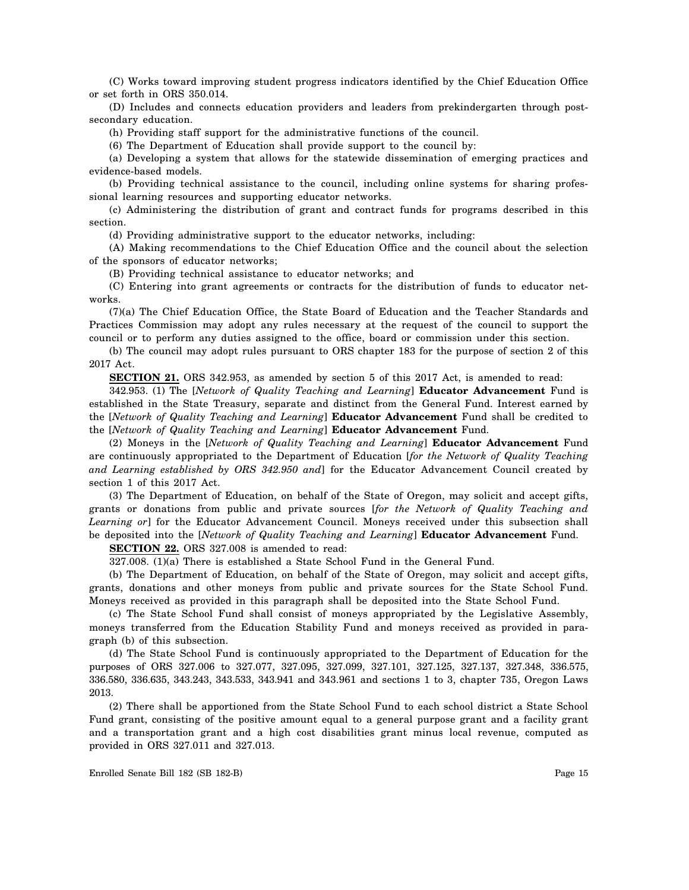(C) Works toward improving student progress indicators identified by the Chief Education Office or set forth in ORS 350.014.

(D) Includes and connects education providers and leaders from prekindergarten through post-secondary education.

(h) Providing staff support for the administrative functions of the council.

(6) The Department of Education shall provide support to the council by:

(a) Developing a system that allows for the statewide dissemination of emerging practices and evidence-based models.

(b) Providing technical assistance to the council, including online systems for sharing professional learning resources and supporting educator networks.

(c) Administering the distribution of grant and contract funds for programs described in this section.

(d) Providing administrative support to the educator networks, including:

(A) Making recommendations to the Chief Education Office and the council about the selection of the sponsors of educator networks;

(B) Providing technical assistance to educator networks; and

(C) Entering into grant agreements or contracts for the distribution of funds to educator networks.

(7)(a) The Chief Education Office, the State Board of Education and the Teacher Standards and Practices Commission may adopt any rules necessary at the request of the council to support the council or to perform any duties assigned to the office, board or commission under this section.

(b) The council may adopt rules pursuant to ORS chapter 183 for the purpose of section 2 of this 2017 Act.

**SECTION 21.** ORS 342.953, as amended by section 5 of this 2017 Act, is amended to read:

342.953. (1) The [*Network of Quality Teaching and Learning*] **Educator Advancement** Fund is established in the State Treasury, separate and distinct from the General Fund. Interest earned by the [*Network of Quality Teaching and Learning*] **Educator Advancement** Fund shall be credited to the [*Network of Quality Teaching and Learning*] **Educator Advancement** Fund.

(2) Moneys in the [*Network of Quality Teaching and Learning*] **Educator Advancement** Fund are continuously appropriated to the Department of Education [*for the Network of Quality Teaching and Learning established by ORS 342.950 and*] for the Educator Advancement Council created by section 1 of this 2017 Act.

(3) The Department of Education, on behalf of the State of Oregon, may solicit and accept gifts, grants or donations from public and private sources [*for the Network of Quality Teaching and Learning or*] for the Educator Advancement Council. Moneys received under this subsection shall be deposited into the [*Network of Quality Teaching and Learning*] **Educator Advancement** Fund.

**SECTION 22.** ORS 327.008 is amended to read:

327.008. (1)(a) There is established a State School Fund in the General Fund.

(b) The Department of Education, on behalf of the State of Oregon, may solicit and accept gifts, grants, donations and other moneys from public and private sources for the State School Fund. Moneys received as provided in this paragraph shall be deposited into the State School Fund.

(c) The State School Fund shall consist of moneys appropriated by the Legislative Assembly, moneys transferred from the Education Stability Fund and moneys received as provided in paragraph (b) of this subsection.

(d) The State School Fund is continuously appropriated to the Department of Education for the purposes of ORS 327.006 to 327.077, 327.095, 327.099, 327.101, 327.125, 327.137, 327.348, 336.575, 336.580, 336.635, 343.243, 343.533, 343.941 and 343.961 and sections 1 to 3, chapter 735, Oregon Laws 2013.

(2) There shall be apportioned from the State School Fund to each school district a State School Fund grant, consisting of the positive amount equal to a general purpose grant and a facility grant and a transportation grant and a high cost disabilities grant minus local revenue, computed as provided in ORS 327.011 and 327.013.

Enrolled Senate Bill 182 (SB 182-B)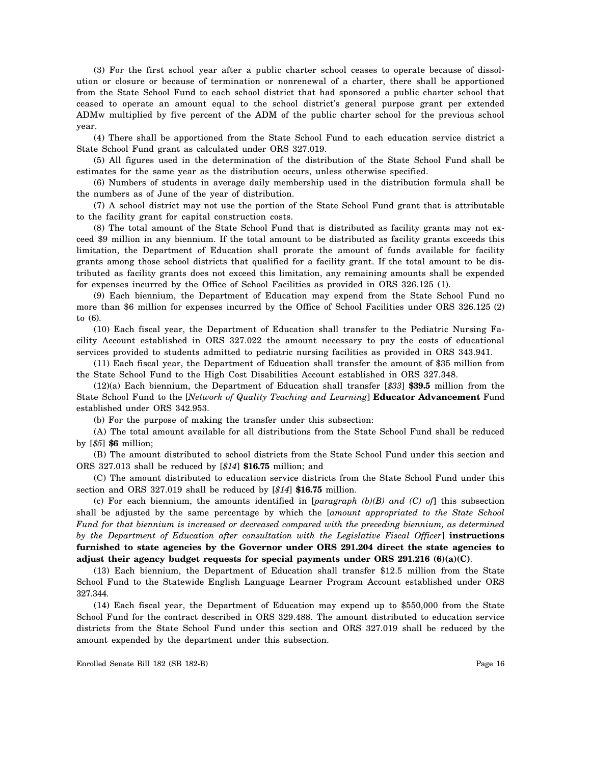(3) For the first school year after a public charter school ceases to operate because of dissolution or closure or because of termination or nonrenewal of a charter, there shall be apportioned from the State School Fund to each school district that had sponsored a public charter school that ceased to operate an amount equal to the school district's general purpose grant per extended ADMw multiplied by five percent of the ADM of the public charter school for the previous school year.

(4) There shall be apportioned from the State School Fund to each education service district a State School Fund grant as calculated under ORS 327.019.

(5) All figures used in the determination of the distribution of the State School Fund shall be estimates for the same year as the distribution occurs, unless otherwise specified.

(6) Numbers of students in average daily membership used in the distribution formula shall be the numbers as of June of the year of distribution.

(7) A school district may not use the portion of the State School Fund grant that is attributable to the facility grant for capital construction costs.

(8) The total amount of the State School Fund that is distributed as facility grants may not exceed $9 million in any biennium. If the total amount to be distributed as facility grants exceeds this limitation, the Department of Education shall prorate the amount of funds available for facility grants among those school districts that qualified for a facility grant. If the total amount to be distributed as facility grants does not exceed this limitation, any remaining amounts shall be expended for expenses incurred by the Office of School Facilities as provided in ORS 326.125 (1).

(9) Each biennium, the Department of Education may expend from the State School Fund no more than $6 million for expenses incurred by the Office of School Facilities under ORS 326.125 (2) to (6).

(10) Each fiscal year, the Department of Education shall transfer to the Pediatric Nursing Facility Account established in ORS 327.022 the amount necessary to pay the costs of educational services provided to students admitted to pediatric nursing facilities as provided in ORS 343.941.

(11) Each fiscal year, the Department of Education shall transfer the amount of $35 million from the State School Fund to the High Cost Disabilities Account established in ORS 327.348.

(12)(a) Each biennium, the Department of Education shall transfer [*$33*] **$39.5** million from the State School Fund to the [*Network of Quality Teaching and Learning*] **Educator Advancement** Fund established under ORS 342.953.

(b) For the purpose of making the transfer under this subsection:

(A) The total amount available for all distributions from the State School Fund shall be reduced by [*$5*] **$6** million;

(B) The amount distributed to school districts from the State School Fund under this section and ORS 327.013 shall be reduced by [*$14*] **$16.75** million; and

(C) The amount distributed to education service districts from the State School Fund under this section and ORS 327.019 shall be reduced by [*$14*] **$16.75** million.

(c) For each biennium, the amounts identified in [*paragraph (b)(B) and (C) of*] this subsection shall be adjusted by the same percentage by which the [*amount appropriated to the State School Fund for that biennium is increased or decreased compared with the preceding biennium, as determined by the Department of Education after consultation with the Legislative Fiscal Officer*] **instructions furnished to state agencies by the Governor under ORS 291.204 direct the state agencies to adjust their agency budget requests for special payments under ORS 291.216 (6)(a)(C)**.

(13) Each biennium, the Department of Education shall transfer $12.5 million from the State School Fund to the Statewide English Language Learner Program Account established under ORS 327.344.

(14) Each fiscal year, the Department of Education may expend up to $550,000 from the State School Fund for the contract described in ORS 329.488. The amount distributed to education service districts from the State School Fund under this section and ORS 327.019 shall be reduced by the amount expended by the department under this subsection.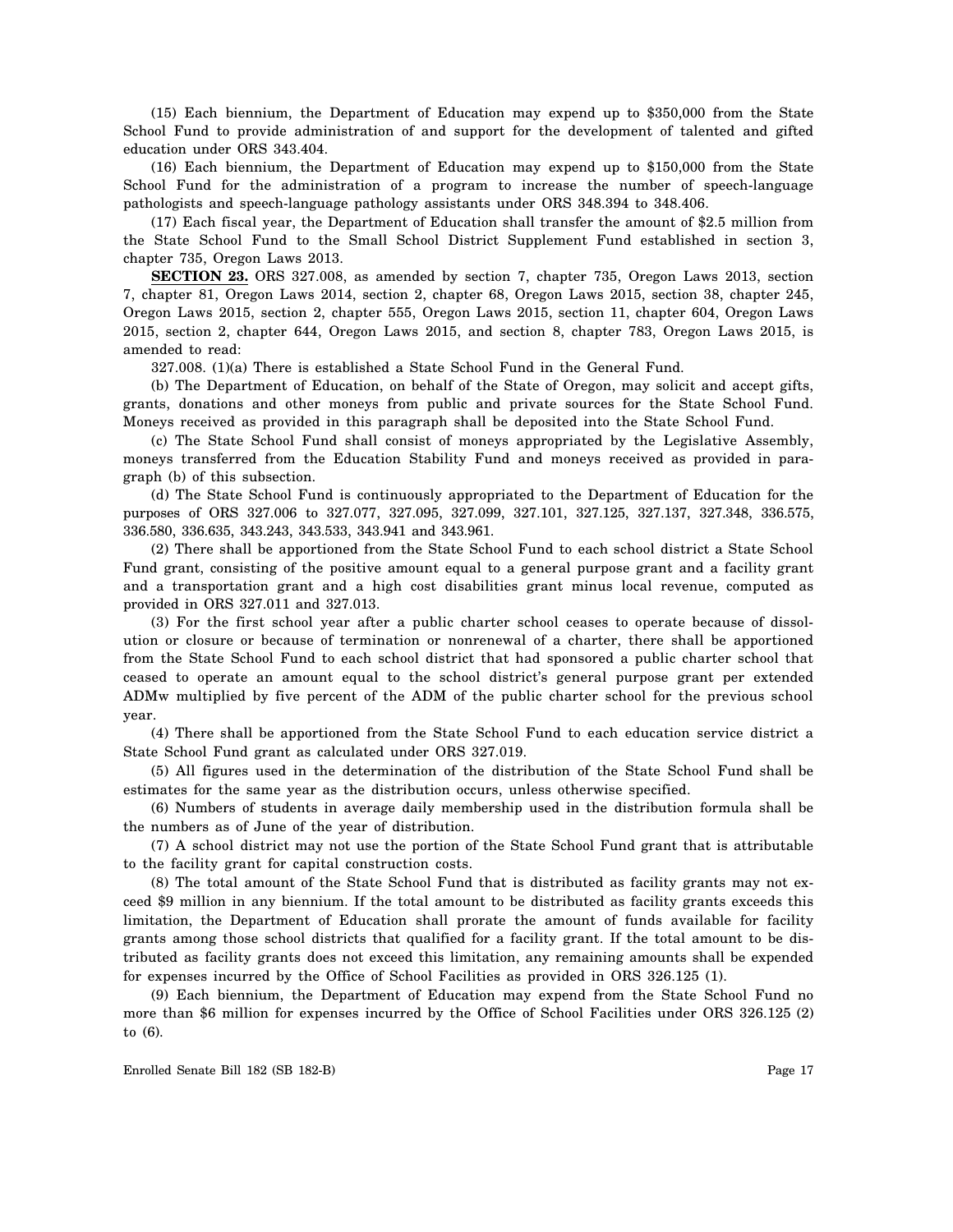(15) Each biennium, the Department of Education may expend up to $350,000 from the State School Fund to provide administration of and support for the development of talented and gifted education under ORS 343.404.

(16) Each biennium, the Department of Education may expend up to $150,000 from the State School Fund for the administration of a program to increase the number of speech-language pathologists and speech-language pathology assistants under ORS 348.394 to 348.406.

(17) Each fiscal year, the Department of Education shall transfer the amount of $2.5 million from the State School Fund to the Small School District Supplement Fund established in section 3, chapter 735, Oregon Laws 2013.

**SECTION 23.** ORS 327.008, as amended by section 7, chapter 735, Oregon Laws 2013, section 7, chapter 81, Oregon Laws 2014, section 2, chapter 68, Oregon Laws 2015, section 38, chapter 245, Oregon Laws 2015, section 2, chapter 555, Oregon Laws 2015, section 11, chapter 604, Oregon Laws 2015, section 2, chapter 644, Oregon Laws 2015, and section 8, chapter 783, Oregon Laws 2015, is amended to read:

327.008. (1)(a) There is established a State School Fund in the General Fund.

(b) The Department of Education, on behalf of the State of Oregon, may solicit and accept gifts, grants, donations and other moneys from public and private sources for the State School Fund. Moneys received as provided in this paragraph shall be deposited into the State School Fund.

(c) The State School Fund shall consist of moneys appropriated by the Legislative Assembly, moneys transferred from the Education Stability Fund and moneys received as provided in paragraph (b) of this subsection.

(d) The State School Fund is continuously appropriated to the Department of Education for the purposes of ORS 327.006 to 327.077, 327.095, 327.099, 327.101, 327.125, 327.137, 327.348, 336.575, 336.580, 336.635, 343.243, 343.533, 343.941 and 343.961.

(2) There shall be apportioned from the State School Fund to each school district a State School Fund grant, consisting of the positive amount equal to a general purpose grant and a facility grant and a transportation grant and a high cost disabilities grant minus local revenue, computed as provided in ORS 327.011 and 327.013.

(3) For the first school year after a public charter school ceases to operate because of dissolution or closure or because of termination or nonrenewal of a charter, there shall be apportioned from the State School Fund to each school district that had sponsored a public charter school that ceased to operate an amount equal to the school district's general purpose grant per extended ADMw multiplied by five percent of the ADM of the public charter school for the previous school year.

(4) There shall be apportioned from the State School Fund to each education service district a State School Fund grant as calculated under ORS 327.019.

(5) All figures used in the determination of the distribution of the State School Fund shall be estimates for the same year as the distribution occurs, unless otherwise specified.

(6) Numbers of students in average daily membership used in the distribution formula shall be the numbers as of June of the year of distribution.

(7) A school district may not use the portion of the State School Fund grant that is attributable to the facility grant for capital construction costs.

(8) The total amount of the State School Fund that is distributed as facility grants may not exceed $9 million in any biennium. If the total amount to be distributed as facility grants exceeds this limitation, the Department of Education shall prorate the amount of funds available for facility grants among those school districts that qualified for a facility grant. If the total amount to be distributed as facility grants does not exceed this limitation, any remaining amounts shall be expended for expenses incurred by the Office of School Facilities as provided in ORS 326.125 (1).

(9) Each biennium, the Department of Education may expend from the State School Fund no more than $6 million for expenses incurred by the Office of School Facilities under ORS 326.125 (2) to (6).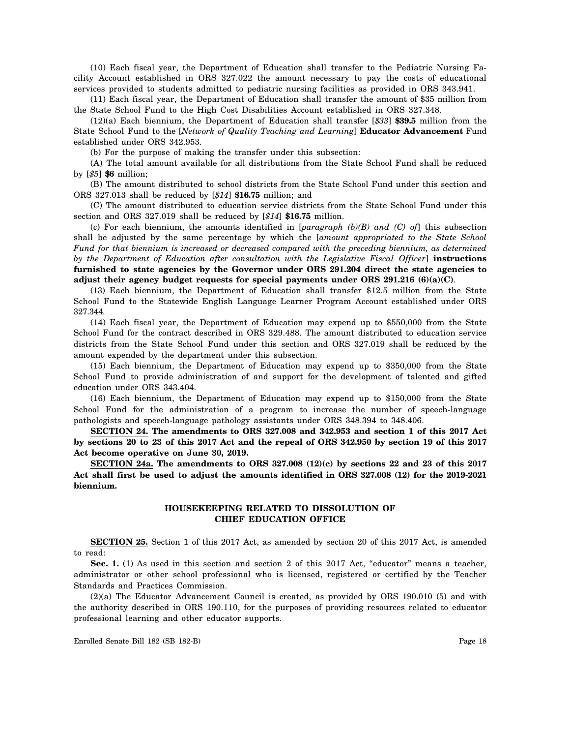(10) Each fiscal year, the Department of Education shall transfer to the Pediatric Nursing Facility Account established in ORS 327.022 the amount necessary to pay the costs of educational services provided to students admitted to pediatric nursing facilities as provided in ORS 343.941.

(11) Each fiscal year, the Department of Education shall transfer the amount of $35 million from the State School Fund to the High Cost Disabilities Account established in ORS 327.348.

(12)(a) Each biennium, the Department of Education shall transfer [*$33*] **$39.5** million from the State School Fund to the [*Network of Quality Teaching and Learning*] **Educator Advancement** Fund established under ORS 342.953.

(b) For the purpose of making the transfer under this subsection:

(A) The total amount available for all distributions from the State School Fund shall be reduced by [*$5*] **$6** million;

(B) The amount distributed to school districts from the State School Fund under this section and ORS 327.013 shall be reduced by [*$14*] **$16.75** million; and

(C) The amount distributed to education service districts from the State School Fund under this section and ORS 327.019 shall be reduced by [*$14*] **$16.75** million.

(c) For each biennium, the amounts identified in [*paragraph (b)(B) and (C) of*] this subsection shall be adjusted by the same percentage by which the [*amount appropriated to the State School Fund for that biennium is increased or decreased compared with the preceding biennium, as determined by the Department of Education after consultation with the Legislative Fiscal Officer*] **instructions furnished to state agencies by the Governor under ORS 291.204 direct the state agencies to adjust their agency budget requests for special payments under ORS 291.216 (6)(a)(C)**.

(13) Each biennium, the Department of Education shall transfer $12.5 million from the State School Fund to the Statewide English Language Learner Program Account established under ORS 327.344.

(14) Each fiscal year, the Department of Education may expend up to $550,000 from the State School Fund for the contract described in ORS 329.488. The amount distributed to education service districts from the State School Fund under this section and ORS 327.019 shall be reduced by the amount expended by the department under this subsection.

(15) Each biennium, the Department of Education may expend up to $350,000 from the State School Fund to provide administration of and support for the development of talented and gifted education under ORS 343.404.

(16) Each biennium, the Department of Education may expend up to $150,000 from the State School Fund for the administration of a program to increase the number of speech-language pathologists and speech-language pathology assistants under ORS 348.394 to 348.406.

**SECTION 24. The amendments to ORS 327.008 and 342.953 and section 1 of this 2017 Act by sections 20 to 23 of this 2017 Act and the repeal of ORS 342.950 by section 19 of this 2017 Act become operative on June 30, 2019.**

**SECTION 24a. The amendments to ORS 327.008 (12)(c) by sections 22 and 23 of this 2017 Act shall first be used to adjust the amounts identified in ORS 327.008 (12) for the 2019-2021 biennium.**

## HOUSEKEEPING RELATED TO DISSOLUTION OF CHIEF EDUCATION OFFICE

**SECTION 25.** Section 1 of this 2017 Act, as amended by section 20 of this 2017 Act, is amended to read:

**Sec. 1.** (1) As used in this section and section 2 of this 2017 Act, "educator" means a teacher, administrator or other school professional who is licensed, registered or certified by the Teacher Standards and Practices Commission.

(2)(a) The Educator Advancement Council is created, as provided by ORS 190.010 (5) and with the authority described in ORS 190.110, for the purposes of providing resources related to educator professional learning and other educator supports.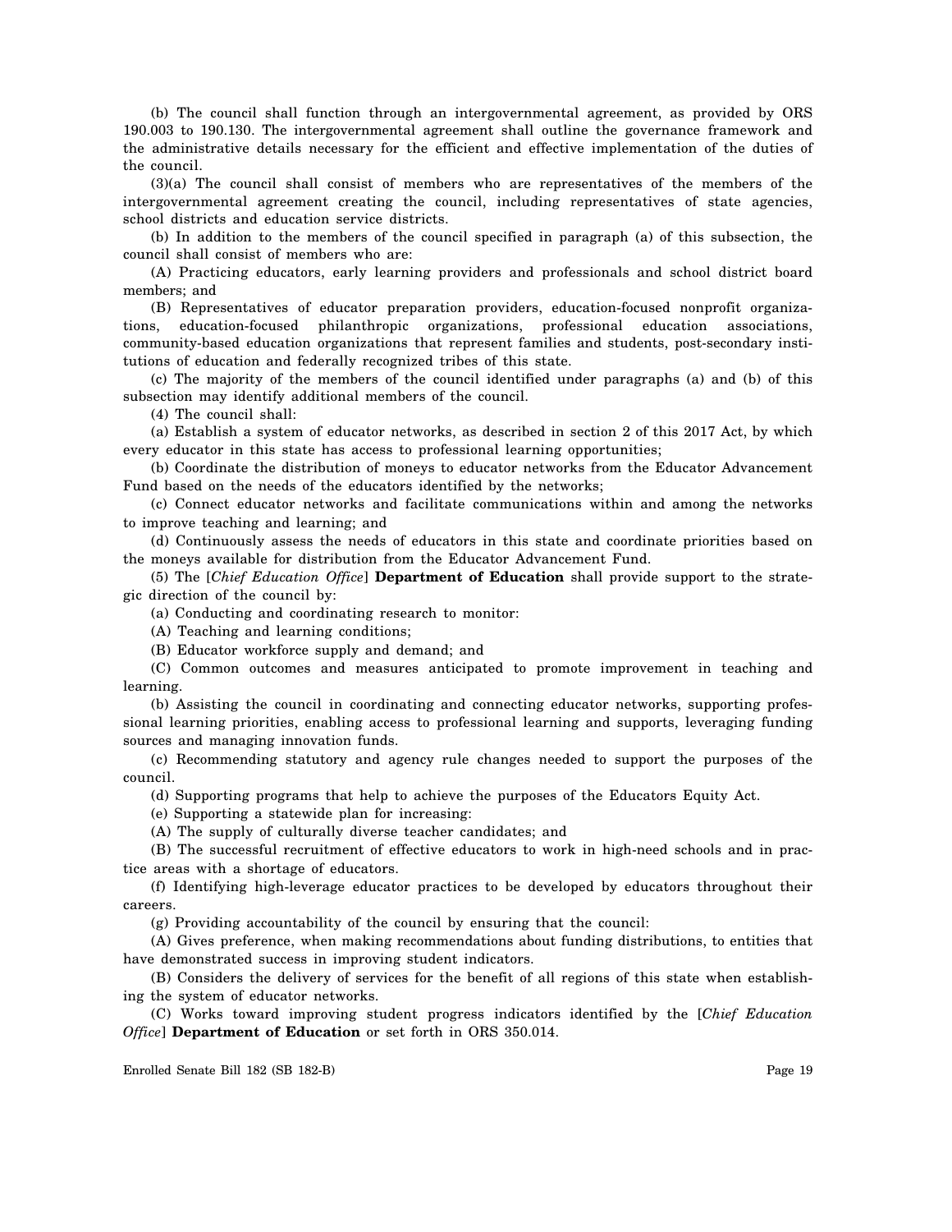(b) The council shall function through an intergovernmental agreement, as provided by ORS 190.003 to 190.130. The intergovernmental agreement shall outline the governance framework and the administrative details necessary for the efficient and effective implementation of the duties of the council.

(3)(a) The council shall consist of members who are representatives of the members of the intergovernmental agreement creating the council, including representatives of state agencies, school districts and education service districts.

(b) In addition to the members of the council specified in paragraph (a) of this subsection, the council shall consist of members who are:

(A) Practicing educators, early learning providers and professionals and school district board members; and

(B) Representatives of educator preparation providers, education-focused nonprofit organizations, education-focused philanthropic organizations, professional education associations, community-based education organizations that represent families and students, post-secondary institutions of education and federally recognized tribes of this state.

(c) The majority of the members of the council identified under paragraphs (a) and (b) of this subsection may identify additional members of the council.

(4) The council shall:

(a) Establish a system of educator networks, as described in section 2 of this 2017 Act, by which every educator in this state has access to professional learning opportunities;

(b) Coordinate the distribution of moneys to educator networks from the Educator Advancement Fund based on the needs of the educators identified by the networks;

(c) Connect educator networks and facilitate communications within and among the networks to improve teaching and learning; and

(d) Continuously assess the needs of educators in this state and coordinate priorities based on the moneys available for distribution from the Educator Advancement Fund.

(5) The [*Chief Education Office*] **Department of Education** shall provide support to the strategic direction of the council by:

(a) Conducting and coordinating research to monitor:

(A) Teaching and learning conditions;

(B) Educator workforce supply and demand; and

(C) Common outcomes and measures anticipated to promote improvement in teaching and learning.

(b) Assisting the council in coordinating and connecting educator networks, supporting professional learning priorities, enabling access to professional learning and supports, leveraging funding sources and managing innovation funds.

(c) Recommending statutory and agency rule changes needed to support the purposes of the council.

(d) Supporting programs that help to achieve the purposes of the Educators Equity Act.

(e) Supporting a statewide plan for increasing:

(A) The supply of culturally diverse teacher candidates; and

(B) The successful recruitment of effective educators to work in high-need schools and in practice areas with a shortage of educators.

(f) Identifying high-leverage educator practices to be developed by educators throughout their careers.

(g) Providing accountability of the council by ensuring that the council:

(A) Gives preference, when making recommendations about funding distributions, to entities that have demonstrated success in improving student indicators.

(B) Considers the delivery of services for the benefit of all regions of this state when establishing the system of educator networks.

(C) Works toward improving student progress indicators identified by the [*Chief Education Office*] **Department of Education** or set forth in ORS 350.014.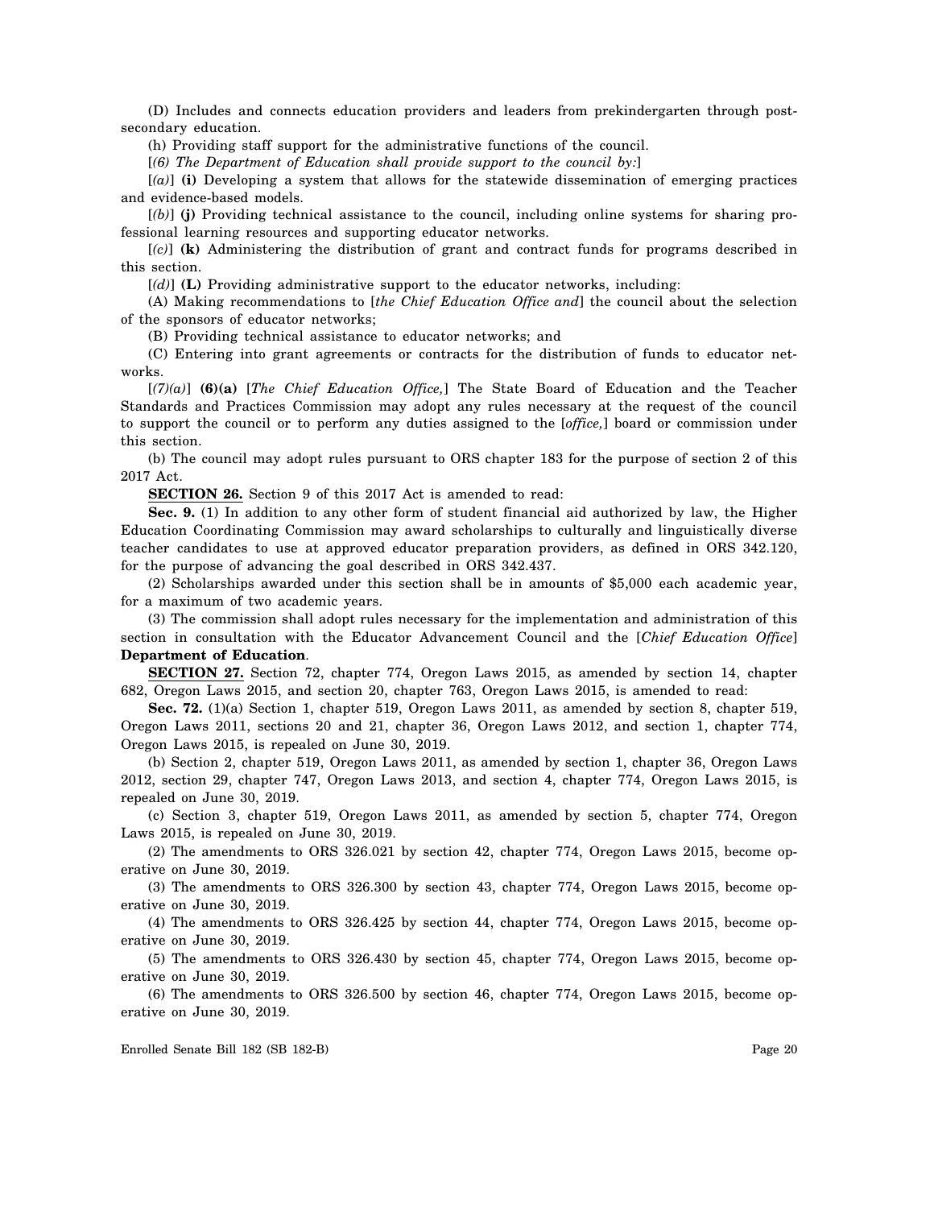(D) Includes and connects education providers and leaders from prekindergarten through post-secondary education.

(h) Providing staff support for the administrative functions of the council.

[*(6) The Department of Education shall provide support to the council by:*]

[*(a)*] **(i)** Developing a system that allows for the statewide dissemination of emerging practices and evidence-based models.

[*(b)*] **(j)** Providing technical assistance to the council, including online systems for sharing professional learning resources and supporting educator networks.

[*(c)*] **(k)** Administering the distribution of grant and contract funds for programs described in this section.

[*(d)*] **(L)** Providing administrative support to the educator networks, including:

(A) Making recommendations to [*the Chief Education Office and*] the council about the selection of the sponsors of educator networks;

(B) Providing technical assistance to educator networks; and

(C) Entering into grant agreements or contracts for the distribution of funds to educator networks.

[*(7)(a)*] **(6)(a)** [*The Chief Education Office,*] The State Board of Education and the Teacher Standards and Practices Commission may adopt any rules necessary at the request of the council to support the council or to perform any duties assigned to the [*office,*] board or commission under this section.

(b) The council may adopt rules pursuant to ORS chapter 183 for the purpose of section 2 of this 2017 Act.

**SECTION 26.** Section 9 of this 2017 Act is amended to read:

**Sec. 9.** (1) In addition to any other form of student financial aid authorized by law, the Higher Education Coordinating Commission may award scholarships to culturally and linguistically diverse teacher candidates to use at approved educator preparation providers, as defined in ORS 342.120, for the purpose of advancing the goal described in ORS 342.437.

(2) Scholarships awarded under this section shall be in amounts of $5,000 each academic year, for a maximum of two academic years.

(3) The commission shall adopt rules necessary for the implementation and administration of this section in consultation with the Educator Advancement Council and the [*Chief Education Office*] **Department of Education**.

**SECTION 27.** Section 72, chapter 774, Oregon Laws 2015, as amended by section 14, chapter 682, Oregon Laws 2015, and section 20, chapter 763, Oregon Laws 2015, is amended to read:

**Sec. 72.** (1)(a) Section 1, chapter 519, Oregon Laws 2011, as amended by section 8, chapter 519, Oregon Laws 2011, sections 20 and 21, chapter 36, Oregon Laws 2012, and section 1, chapter 774, Oregon Laws 2015, is repealed on June 30, 2019.

(b) Section 2, chapter 519, Oregon Laws 2011, as amended by section 1, chapter 36, Oregon Laws 2012, section 29, chapter 747, Oregon Laws 2013, and section 4, chapter 774, Oregon Laws 2015, is repealed on June 30, 2019.

(c) Section 3, chapter 519, Oregon Laws 2011, as amended by section 5, chapter 774, Oregon Laws 2015, is repealed on June 30, 2019.

(2) The amendments to ORS 326.021 by section 42, chapter 774, Oregon Laws 2015, become operative on June 30, 2019.

(3) The amendments to ORS 326.300 by section 43, chapter 774, Oregon Laws 2015, become operative on June 30, 2019.

(4) The amendments to ORS 326.425 by section 44, chapter 774, Oregon Laws 2015, become operative on June 30, 2019.

(5) The amendments to ORS 326.430 by section 45, chapter 774, Oregon Laws 2015, become operative on June 30, 2019.

(6) The amendments to ORS 326.500 by section 46, chapter 774, Oregon Laws 2015, become operative on June 30, 2019.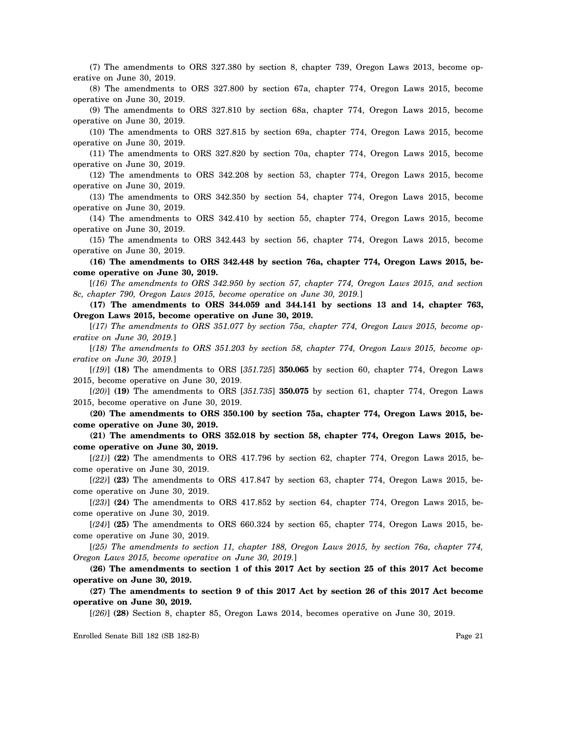(7) The amendments to ORS 327.380 by section 8, chapter 739, Oregon Laws 2013, become operative on June 30, 2019.

(8) The amendments to ORS 327.800 by section 67a, chapter 774, Oregon Laws 2015, become operative on June 30, 2019.

(9) The amendments to ORS 327.810 by section 68a, chapter 774, Oregon Laws 2015, become operative on June 30, 2019.

(10) The amendments to ORS 327.815 by section 69a, chapter 774, Oregon Laws 2015, become operative on June 30, 2019.

(11) The amendments to ORS 327.820 by section 70a, chapter 774, Oregon Laws 2015, become operative on June 30, 2019.

(12) The amendments to ORS 342.208 by section 53, chapter 774, Oregon Laws 2015, become operative on June 30, 2019.

(13) The amendments to ORS 342.350 by section 54, chapter 774, Oregon Laws 2015, become operative on June 30, 2019.

(14) The amendments to ORS 342.410 by section 55, chapter 774, Oregon Laws 2015, become operative on June 30, 2019.

(15) The amendments to ORS 342.443 by section 56, chapter 774, Oregon Laws 2015, become operative on June 30, 2019.

**(16) The amendments to ORS 342.448 by section 76a, chapter 774, Oregon Laws 2015, become operative on June 30, 2019.**

[*(16) The amendments to ORS 342.950 by section 57, chapter 774, Oregon Laws 2015, and section 8c, chapter 790, Oregon Laws 2015, become operative on June 30, 2019.*]

**(17) The amendments to ORS 344.059 and 344.141 by sections 13 and 14, chapter 763, Oregon Laws 2015, become operative on June 30, 2019.**

[*(17) The amendments to ORS 351.077 by section 75a, chapter 774, Oregon Laws 2015, become operative on June 30, 2019.*]

[*(18) The amendments to ORS 351.203 by section 58, chapter 774, Oregon Laws 2015, become operative on June 30, 2019.*]

[*(19)*] **(18)** The amendments to ORS [*351.725*] **350.065** by section 60, chapter 774, Oregon Laws 2015, become operative on June 30, 2019.

[*(20)*] **(19)** The amendments to ORS [*351.735*] **350.075** by section 61, chapter 774, Oregon Laws 2015, become operative on June 30, 2019.

**(20) The amendments to ORS 350.100 by section 75a, chapter 774, Oregon Laws 2015, become operative on June 30, 2019.**

**(21) The amendments to ORS 352.018 by section 58, chapter 774, Oregon Laws 2015, become operative on June 30, 2019.**

[*(21)*] **(22)** The amendments to ORS 417.796 by section 62, chapter 774, Oregon Laws 2015, become operative on June 30, 2019.

[*(22)*] **(23)** The amendments to ORS 417.847 by section 63, chapter 774, Oregon Laws 2015, become operative on June 30, 2019.

[*(23)*] **(24)** The amendments to ORS 417.852 by section 64, chapter 774, Oregon Laws 2015, become operative on June 30, 2019.

[*(24)*] **(25)** The amendments to ORS 660.324 by section 65, chapter 774, Oregon Laws 2015, become operative on June 30, 2019.

[*(25) The amendments to section 11, chapter 188, Oregon Laws 2015, by section 76a, chapter 774, Oregon Laws 2015, become operative on June 30, 2019.*]

**(26) The amendments to section 1 of this 2017 Act by section 25 of this 2017 Act become operative on June 30, 2019.**

**(27) The amendments to section 9 of this 2017 Act by section 26 of this 2017 Act become operative on June 30, 2019.**

[*(26)*] **(28)** Section 8, chapter 85, Oregon Laws 2014, becomes operative on June 30, 2019.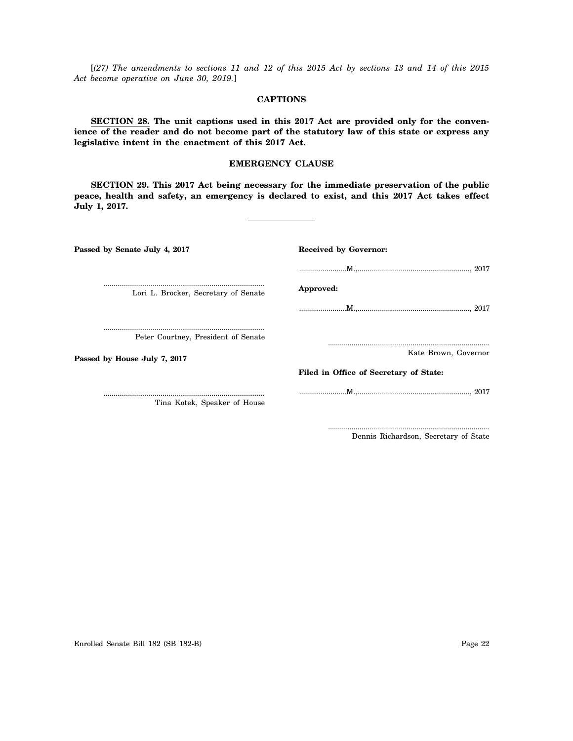[*(27) The amendments to sections 11 and 12 of this 2015 Act by sections 13 and 14 of this 2015 Act become operative on June 30, 2019.*]

## CAPTIONS

**SECTION 28. The unit captions used in this 2017 Act are provided only for the convenience of the reader and do not become part of the statutory law of this state or express any legislative intent in the enactment of this 2017 Act.**

## EMERGENCY CLAUSE

**SECTION 29. This 2017 Act being necessary for the immediate preservation of the public peace, health and safety, an emergency is declared to exist, and this 2017 Act takes effect July 1, 2017.**

---

**Passed by Senate July 4, 2017**

..................................................................................
Lori L. Brocker, Secretary of Senate

..................................................................................
Peter Courtney, President of Senate

**Passed by House July 7, 2017**

..................................................................................
Tina Kotek, Speaker of House

**Received by Governor:**

........................M.,........................................................., 2017

**Approved:**

........................M.,........................................................., 2017

..................................................................................
Kate Brown, Governor

**Filed in Office of Secretary of State:**

........................M.,........................................................., 2017

..................................................................................
Dennis Richardson, Secretary of State

Enrolled Senate Bill 182 (SB 182-B)